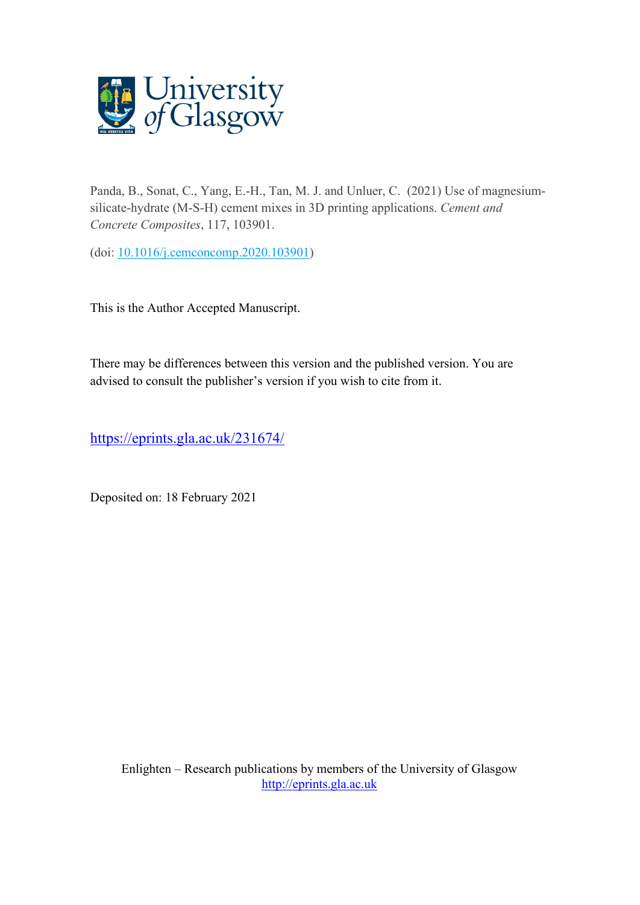Panda, B., Sonat, C., Yang, E.-H., Tan, M. J. and Unluer, C. (2021) Use of magnesium-silicate-hydrate (M-S-H) cement mixes in 3D printing applications. *Cement and Concrete Composites*, 117, 103901.

(doi: 10.1016/j.cemconcomp.2020.103901)

This is the Author Accepted Manuscript.

There may be differences between this version and the published version. You are advised to consult the publisher's version if you wish to cite from it.

https://eprints.gla.ac.uk/231674/

Deposited on: 18 February 2021

Enlighten – Research publications by members of the University of Glasgow
http://eprints.gla.ac.uk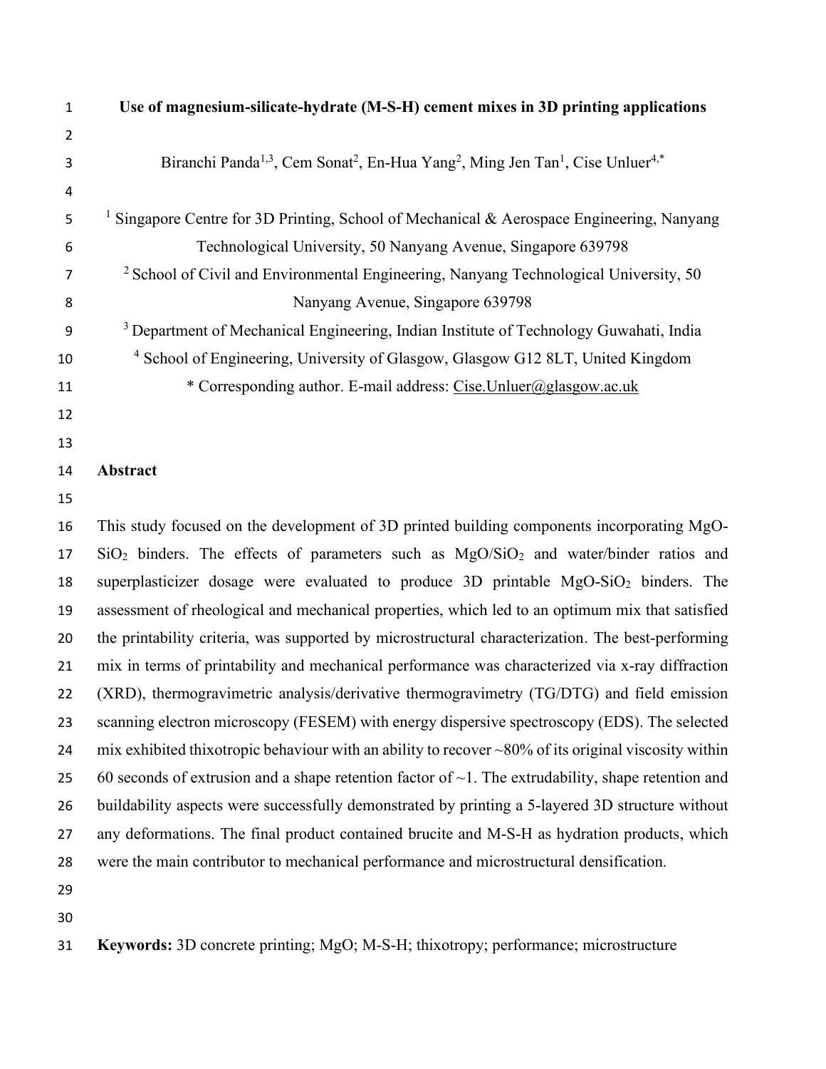# Use of magnesium-silicate-hydrate (M-S-H) cement mixes in 3D printing applications

Biranchi Panda[1,3], Cem Sonat[2], En-Hua Yang[2], Ming Jen Tan[1], Cise Unluer[4,*]

[1] Singapore Centre for 3D Printing, School of Mechanical & Aerospace Engineering, Nanyang Technological University, 50 Nanyang Avenue, Singapore 639798

[2] School of Civil and Environmental Engineering, Nanyang Technological University, 50 Nanyang Avenue, Singapore 639798

[3] Department of Mechanical Engineering, Indian Institute of Technology Guwahati, India

[4] School of Engineering, University of Glasgow, Glasgow G12 8LT, United Kingdom

* Corresponding author. E-mail address: Cise.Unluer@glasgow.ac.uk

## Abstract

This study focused on the development of 3D printed building components incorporating MgO-$SiO_2$ binders. The effects of parameters such as MgO/$SiO_2$ and water/binder ratios and superplasticizer dosage were evaluated to produce 3D printable MgO-$SiO_2$ binders. The assessment of rheological and mechanical properties, which led to an optimum mix that satisfied the printability criteria, was supported by microstructural characterization. The best-performing mix in terms of printability and mechanical performance was characterized via x-ray diffraction (XRD), thermogravimetric analysis/derivative thermogravimetry (TG/DTG) and field emission scanning electron microscopy (FESEM) with energy dispersive spectroscopy (EDS). The selected mix exhibited thixotropic behaviour with an ability to recover ~80% of its original viscosity within 60 seconds of extrusion and a shape retention factor of ~1. The extrudability, shape retention and buildability aspects were successfully demonstrated by printing a 5-layered 3D structure without any deformations. The final product contained brucite and M-S-H as hydration products, which were the main contributor to mechanical performance and microstructural densification.

**Keywords:** 3D concrete printing; MgO; M-S-H; thixotropy; performance; microstructure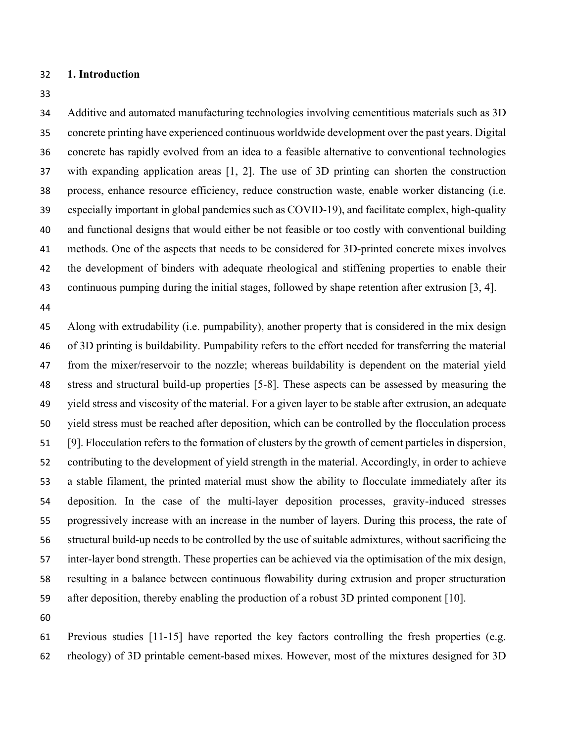## 1. Introduction

Additive and automated manufacturing technologies involving cementitious materials such as 3D concrete printing have experienced continuous worldwide development over the past years. Digital concrete has rapidly evolved from an idea to a feasible alternative to conventional technologies with expanding application areas [1, 2]. The use of 3D printing can shorten the construction process, enhance resource efficiency, reduce construction waste, enable worker distancing (i.e. especially important in global pandemics such as COVID-19), and facilitate complex, high-quality and functional designs that would either be not feasible or too costly with conventional building methods. One of the aspects that needs to be considered for 3D-printed concrete mixes involves the development of binders with adequate rheological and stiffening properties to enable their continuous pumping during the initial stages, followed by shape retention after extrusion [3, 4].

Along with extrudability (i.e. pumpability), another property that is considered in the mix design of 3D printing is buildability. Pumpability refers to the effort needed for transferring the material from the mixer/reservoir to the nozzle; whereas buildability is dependent on the material yield stress and structural build-up properties [5-8]. These aspects can be assessed by measuring the yield stress and viscosity of the material. For a given layer to be stable after extrusion, an adequate yield stress must be reached after deposition, which can be controlled by the flocculation process [9]. Flocculation refers to the formation of clusters by the growth of cement particles in dispersion, contributing to the development of yield strength in the material. Accordingly, in order to achieve a stable filament, the printed material must show the ability to flocculate immediately after its deposition. In the case of the multi-layer deposition processes, gravity-induced stresses progressively increase with an increase in the number of layers. During this process, the rate of structural build-up needs to be controlled by the use of suitable admixtures, without sacrificing the inter-layer bond strength. These properties can be achieved via the optimisation of the mix design, resulting in a balance between continuous flowability during extrusion and proper structuration after deposition, thereby enabling the production of a robust 3D printed component [10].

Previous studies [11-15] have reported the key factors controlling the fresh properties (e.g. rheology) of 3D printable cement-based mixes. However, most of the mixtures designed for 3D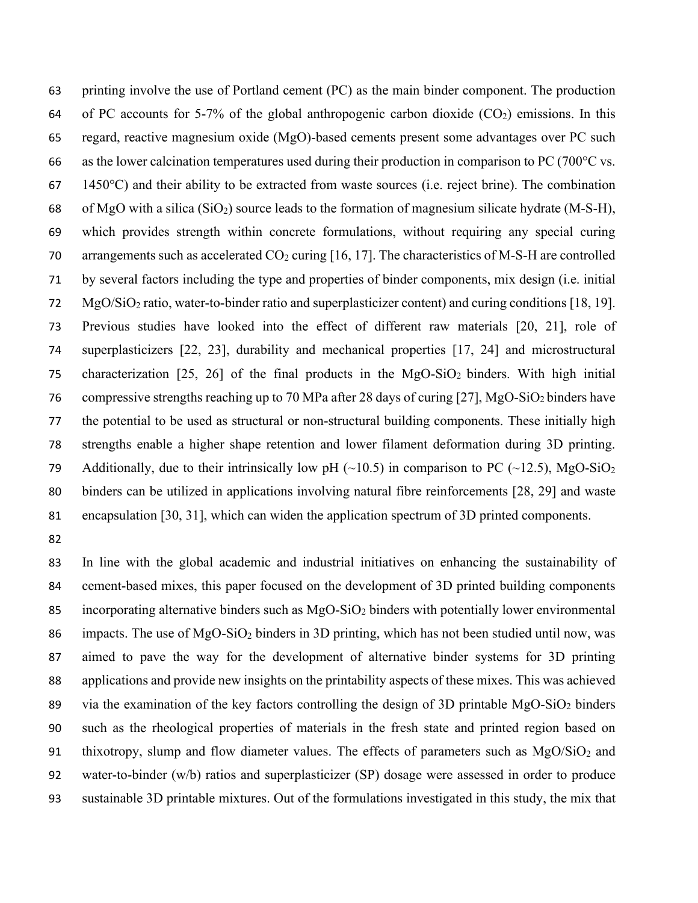printing involve the use of Portland cement (PC) as the main binder component. The production of PC accounts for 5-7% of the global anthropogenic carbon dioxide ($CO_2$) emissions. In this regard, reactive magnesium oxide (MgO)-based cements present some advantages over PC such as the lower calcination temperatures used during their production in comparison to PC (700°C vs. 1450°C) and their ability to be extracted from waste sources (i.e. reject brine). The combination of MgO with a silica ($SiO_2$) source leads to the formation of magnesium silicate hydrate (M-S-H), which provides strength within concrete formulations, without requiring any special curing arrangements such as accelerated $CO_2$ curing [16, 17]. The characteristics of M-S-H are controlled by several factors including the type and properties of binder components, mix design (i.e. initial $MgO/SiO_2$ ratio, water-to-binder ratio and superplasticizer content) and curing conditions [18, 19]. Previous studies have looked into the effect of different raw materials [20, 21], role of superplasticizers [22, 23], durability and mechanical properties [17, 24] and microstructural characterization [25, 26] of the final products in the $MgO$-$SiO_2$ binders. With high initial compressive strengths reaching up to 70 MPa after 28 days of curing [27], $MgO$-$SiO_2$ binders have the potential to be used as structural or non-structural building components. These initially high strengths enable a higher shape retention and lower filament deformation during 3D printing. Additionally, due to their intrinsically low pH (~10.5) in comparison to PC (~12.5), $MgO$-$SiO_2$ binders can be utilized in applications involving natural fibre reinforcements [28, 29] and waste encapsulation [30, 31], which can widen the application spectrum of 3D printed components.

In line with the global academic and industrial initiatives on enhancing the sustainability of cement-based mixes, this paper focused on the development of 3D printed building components incorporating alternative binders such as $MgO$-$SiO_2$ binders with potentially lower environmental impacts. The use of $MgO$-$SiO_2$ binders in 3D printing, which has not been studied until now, was aimed to pave the way for the development of alternative binder systems for 3D printing applications and provide new insights on the printability aspects of these mixes. This was achieved via the examination of the key factors controlling the design of 3D printable $MgO$-$SiO_2$ binders such as the rheological properties of materials in the fresh state and printed region based on thixotropy, slump and flow diameter values. The effects of parameters such as $MgO/SiO_2$ and water-to-binder (w/b) ratios and superplasticizer (SP) dosage were assessed in order to produce sustainable 3D printable mixtures. Out of the formulations investigated in this study, the mix that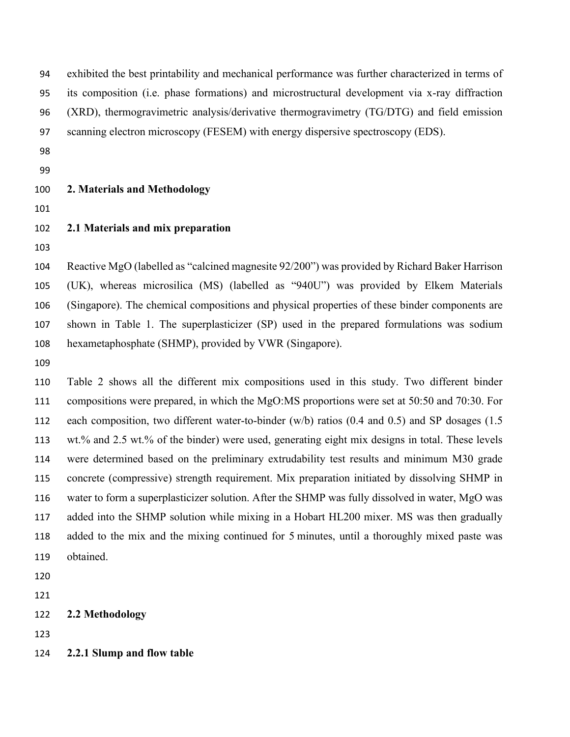exhibited the best printability and mechanical performance was further characterized in terms of its composition (i.e. phase formations) and microstructural development via x-ray diffraction (XRD), thermogravimetric analysis/derivative thermogravimetry (TG/DTG) and field emission scanning electron microscopy (FESEM) with energy dispersive spectroscopy (EDS).

## 2. Materials and Methodology

### 2.1 Materials and mix preparation

Reactive MgO (labelled as "calcined magnesite 92/200") was provided by Richard Baker Harrison (UK), whereas microsilica (MS) (labelled as "940U") was provided by Elkem Materials (Singapore). The chemical compositions and physical properties of these binder components are shown in Table 1. The superplasticizer (SP) used in the prepared formulations was sodium hexametaphosphate (SHMP), provided by VWR (Singapore).

Table 2 shows all the different mix compositions used in this study. Two different binder compositions were prepared, in which the MgO:MS proportions were set at 50:50 and 70:30. For each composition, two different water-to-binder (w/b) ratios (0.4 and 0.5) and SP dosages (1.5 wt.% and 2.5 wt.% of the binder) were used, generating eight mix designs in total. These levels were determined based on the preliminary extrudability test results and minimum M30 grade concrete (compressive) strength requirement. Mix preparation initiated by dissolving SHMP in water to form a superplasticizer solution. After the SHMP was fully dissolved in water, MgO was added into the SHMP solution while mixing in a Hobart HL200 mixer. MS was then gradually added to the mix and the mixing continued for 5 minutes, until a thoroughly mixed paste was obtained.

### 2.2 Methodology

#### 2.2.1 Slump and flow table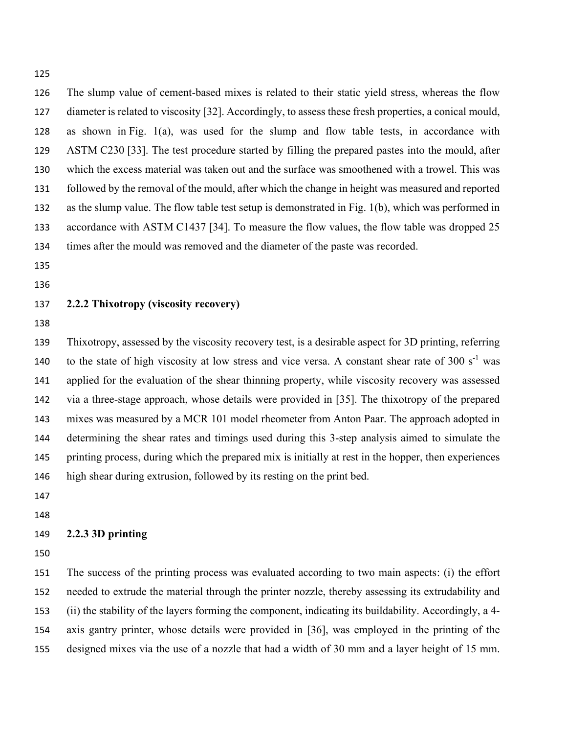The slump value of cement-based mixes is related to their static yield stress, whereas the flow diameter is related to viscosity [32]. Accordingly, to assess these fresh properties, a conical mould, as shown in Fig. 1(a), was used for the slump and flow table tests, in accordance with ASTM C230 [33]. The test procedure started by filling the prepared pastes into the mould, after which the excess material was taken out and the surface was smoothened with a trowel. This was followed by the removal of the mould, after which the change in height was measured and reported as the slump value. The flow table test setup is demonstrated in Fig. 1(b), which was performed in accordance with ASTM C1437 [34]. To measure the flow values, the flow table was dropped 25 times after the mould was removed and the diameter of the paste was recorded.

### 2.2.2 Thixotropy (viscosity recovery)

Thixotropy, assessed by the viscosity recovery test, is a desirable aspect for 3D printing, referring to the state of high viscosity at low stress and vice versa. A constant shear rate of 300 $s^{-1}$ was applied for the evaluation of the shear thinning property, while viscosity recovery was assessed via a three-stage approach, whose details were provided in [35]. The thixotropy of the prepared mixes was measured by a MCR 101 model rheometer from Anton Paar. The approach adopted in determining the shear rates and timings used during this 3-step analysis aimed to simulate the printing process, during which the prepared mix is initially at rest in the hopper, then experiences high shear during extrusion, followed by its resting on the print bed.

### 2.2.3 3D printing

The success of the printing process was evaluated according to two main aspects: (i) the effort needed to extrude the material through the printer nozzle, thereby assessing its extrudability and (ii) the stability of the layers forming the component, indicating its buildability. Accordingly, a 4-axis gantry printer, whose details were provided in [36], was employed in the printing of the designed mixes via the use of a nozzle that had a width of 30 mm and a layer height of 15 mm.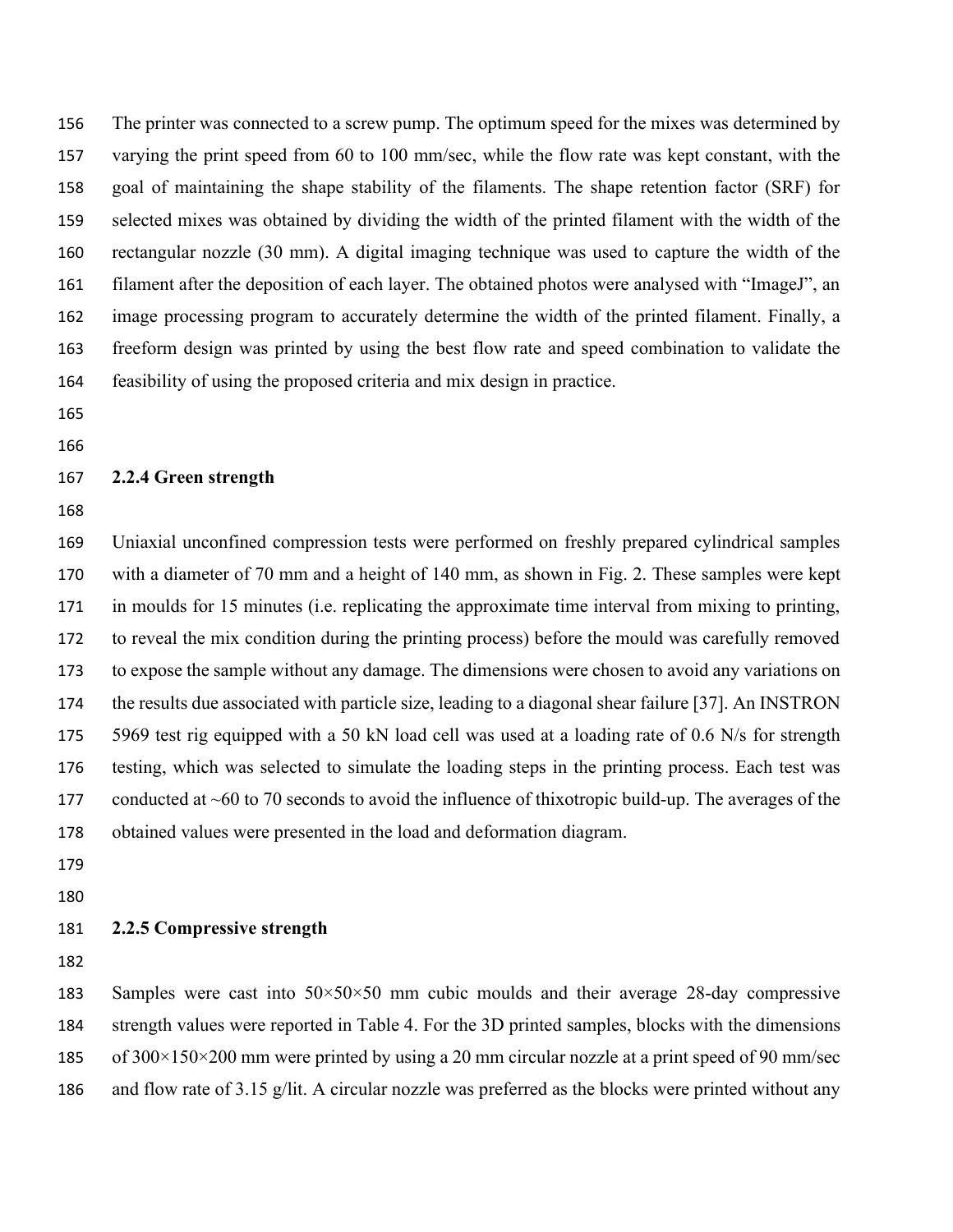The printer was connected to a screw pump. The optimum speed for the mixes was determined by varying the print speed from 60 to 100 mm/sec, while the flow rate was kept constant, with the goal of maintaining the shape stability of the filaments. The shape retention factor (SRF) for selected mixes was obtained by dividing the width of the printed filament with the width of the rectangular nozzle (30 mm). A digital imaging technique was used to capture the width of the filament after the deposition of each layer. The obtained photos were analysed with "ImageJ", an image processing program to accurately determine the width of the printed filament. Finally, a freeform design was printed by using the best flow rate and speed combination to validate the feasibility of using the proposed criteria and mix design in practice.

### 2.2.4 Green strength

Uniaxial unconfined compression tests were performed on freshly prepared cylindrical samples with a diameter of 70 mm and a height of 140 mm, as shown in Fig. 2. These samples were kept in moulds for 15 minutes (i.e. replicating the approximate time interval from mixing to printing, to reveal the mix condition during the printing process) before the mould was carefully removed to expose the sample without any damage. The dimensions were chosen to avoid any variations on the results due associated with particle size, leading to a diagonal shear failure [37]. An INSTRON 5969 test rig equipped with a 50 kN load cell was used at a loading rate of 0.6 N/s for strength testing, which was selected to simulate the loading steps in the printing process. Each test was conducted at ~60 to 70 seconds to avoid the influence of thixotropic build-up. The averages of the obtained values were presented in the load and deformation diagram.

### 2.2.5 Compressive strength

Samples were cast into 50×50×50 mm cubic moulds and their average 28-day compressive strength values were reported in Table 4. For the 3D printed samples, blocks with the dimensions of 300×150×200 mm were printed by using a 20 mm circular nozzle at a print speed of 90 mm/sec and flow rate of 3.15 g/lit. A circular nozzle was preferred as the blocks were printed without any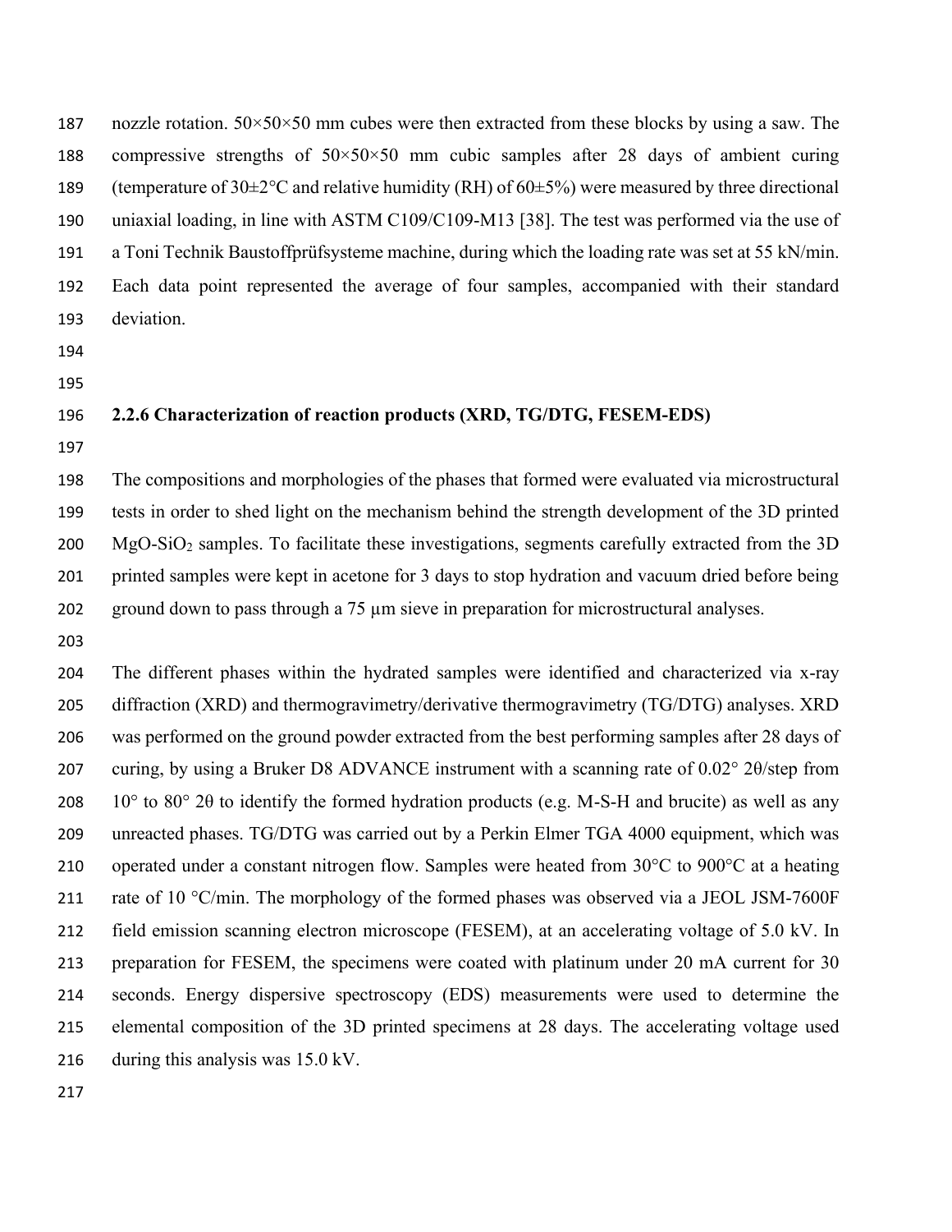nozzle rotation. 50×50×50 mm cubes were then extracted from these blocks by using a saw. The compressive strengths of 50×50×50 mm cubic samples after 28 days of ambient curing (temperature of 30±2°C and relative humidity (RH) of 60±5%) were measured by three directional uniaxial loading, in line with ASTM C109/C109-M13 [38]. The test was performed via the use of a Toni Technik Baustoffprüfsysteme machine, during which the loading rate was set at 55 kN/min. Each data point represented the average of four samples, accompanied with their standard deviation.

### 2.2.6 Characterization of reaction products (XRD, TG/DTG, FESEM-EDS)

The compositions and morphologies of the phases that formed were evaluated via microstructural tests in order to shed light on the mechanism behind the strength development of the 3D printed $MgO$-$SiO_2$ samples. To facilitate these investigations, segments carefully extracted from the 3D printed samples were kept in acetone for 3 days to stop hydration and vacuum dried before being ground down to pass through a 75 µm sieve in preparation for microstructural analyses.

The different phases within the hydrated samples were identified and characterized via x-ray diffraction (XRD) and thermogravimetry/derivative thermogravimetry (TG/DTG) analyses. XRD was performed on the ground powder extracted from the best performing samples after 28 days of curing, by using a Bruker D8 ADVANCE instrument with a scanning rate of 0.02° 2θ/step from 10° to 80° 2θ to identify the formed hydration products (e.g. M-S-H and brucite) as well as any unreacted phases. TG/DTG was carried out by a Perkin Elmer TGA 4000 equipment, which was operated under a constant nitrogen flow. Samples were heated from 30°C to 900°C at a heating rate of 10 °C/min. The morphology of the formed phases was observed via a JEOL JSM-7600F field emission scanning electron microscope (FESEM), at an accelerating voltage of 5.0 kV. In preparation for FESEM, the specimens were coated with platinum under 20 mA current for 30 seconds. Energy dispersive spectroscopy (EDS) measurements were used to determine the elemental composition of the 3D printed specimens at 28 days. The accelerating voltage used during this analysis was 15.0 kV.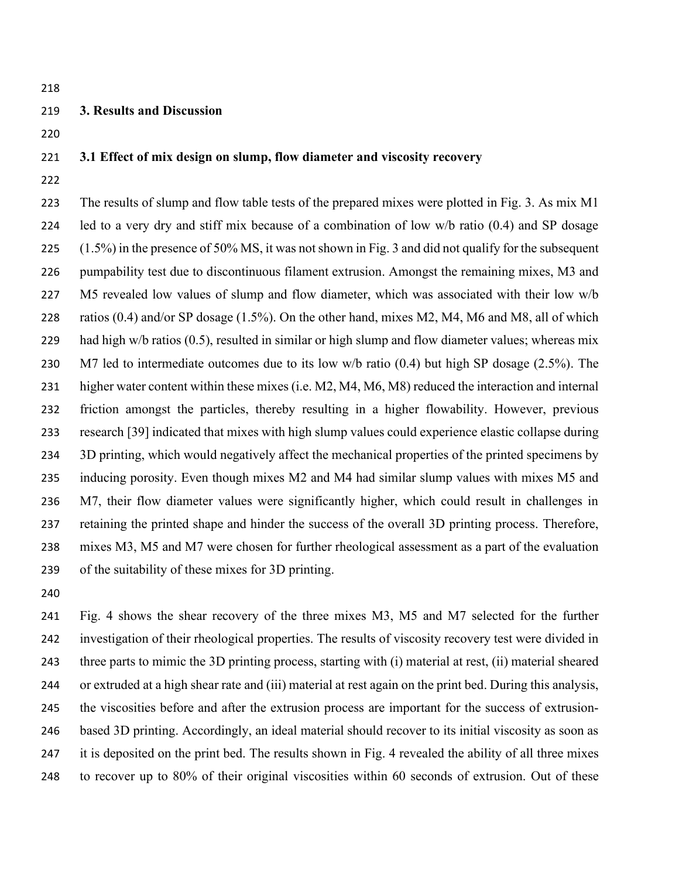## 3. Results and Discussion

### 3.1 Effect of mix design on slump, flow diameter and viscosity recovery

The results of slump and flow table tests of the prepared mixes were plotted in Fig. 3. As mix M1 led to a very dry and stiff mix because of a combination of low w/b ratio (0.4) and SP dosage (1.5%) in the presence of 50% MS, it was not shown in Fig. 3 and did not qualify for the subsequent pumpability test due to discontinuous filament extrusion. Amongst the remaining mixes, M3 and M5 revealed low values of slump and flow diameter, which was associated with their low w/b ratios (0.4) and/or SP dosage (1.5%). On the other hand, mixes M2, M4, M6 and M8, all of which had high w/b ratios (0.5), resulted in similar or high slump and flow diameter values; whereas mix M7 led to intermediate outcomes due to its low w/b ratio (0.4) but high SP dosage (2.5%). The higher water content within these mixes (i.e. M2, M4, M6, M8) reduced the interaction and internal friction amongst the particles, thereby resulting in a higher flowability. However, previous research [39] indicated that mixes with high slump values could experience elastic collapse during 3D printing, which would negatively affect the mechanical properties of the printed specimens by inducing porosity. Even though mixes M2 and M4 had similar slump values with mixes M5 and M7, their flow diameter values were significantly higher, which could result in challenges in retaining the printed shape and hinder the success of the overall 3D printing process. Therefore, mixes M3, M5 and M7 were chosen for further rheological assessment as a part of the evaluation of the suitability of these mixes for 3D printing.

Fig. 4 shows the shear recovery of the three mixes M3, M5 and M7 selected for the further investigation of their rheological properties. The results of viscosity recovery test were divided in three parts to mimic the 3D printing process, starting with (i) material at rest, (ii) material sheared or extruded at a high shear rate and (iii) material at rest again on the print bed. During this analysis, the viscosities before and after the extrusion process are important for the success of extrusion-based 3D printing. Accordingly, an ideal material should recover to its initial viscosity as soon as it is deposited on the print bed. The results shown in Fig. 4 revealed the ability of all three mixes to recover up to 80% of their original viscosities within 60 seconds of extrusion. Out of these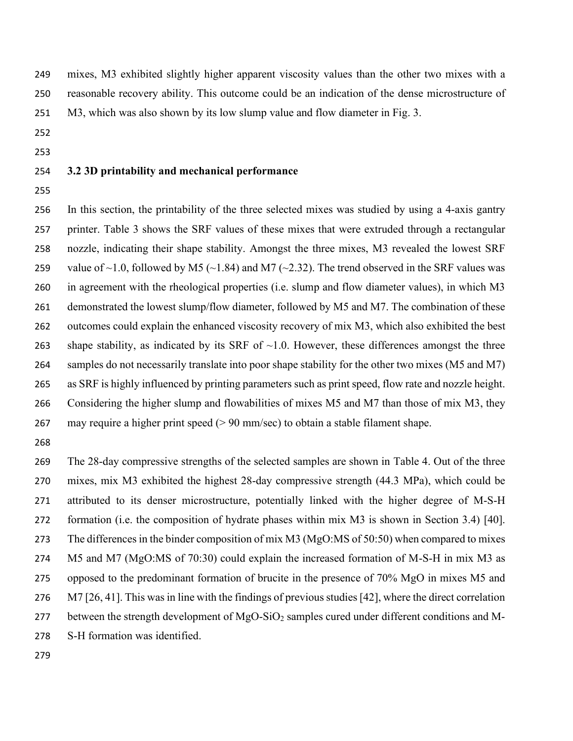mixes, M3 exhibited slightly higher apparent viscosity values than the other two mixes with a reasonable recovery ability. This outcome could be an indication of the dense microstructure of M3, which was also shown by its low slump value and flow diameter in Fig. 3.

### 3.2 3D printability and mechanical performance

In this section, the printability of the three selected mixes was studied by using a 4-axis gantry printer. Table 3 shows the SRF values of these mixes that were extruded through a rectangular nozzle, indicating their shape stability. Amongst the three mixes, M3 revealed the lowest SRF value of ~1.0, followed by M5 (~1.84) and M7 (~2.32). The trend observed in the SRF values was in agreement with the rheological properties (i.e. slump and flow diameter values), in which M3 demonstrated the lowest slump/flow diameter, followed by M5 and M7. The combination of these outcomes could explain the enhanced viscosity recovery of mix M3, which also exhibited the best shape stability, as indicated by its SRF of ~1.0. However, these differences amongst the three samples do not necessarily translate into poor shape stability for the other two mixes (M5 and M7) as SRF is highly influenced by printing parameters such as print speed, flow rate and nozzle height. Considering the higher slump and flowabilities of mixes M5 and M7 than those of mix M3, they may require a higher print speed (> 90 mm/sec) to obtain a stable filament shape.

The 28-day compressive strengths of the selected samples are shown in Table 4. Out of the three mixes, mix M3 exhibited the highest 28-day compressive strength (44.3 MPa), which could be attributed to its denser microstructure, potentially linked with the higher degree of M-S-H formation (i.e. the composition of hydrate phases within mix M3 is shown in Section 3.4) [40]. The differences in the binder composition of mix M3 (MgO:MS of 50:50) when compared to mixes M5 and M7 (MgO:MS of 70:30) could explain the increased formation of M-S-H in mix M3 as opposed to the predominant formation of brucite in the presence of 70% MgO in mixes M5 and M7 [26, 41]. This was in line with the findings of previous studies [42], where the direct correlation between the strength development of $MgO$-$SiO_2$ samples cured under different conditions and M-S-H formation was identified.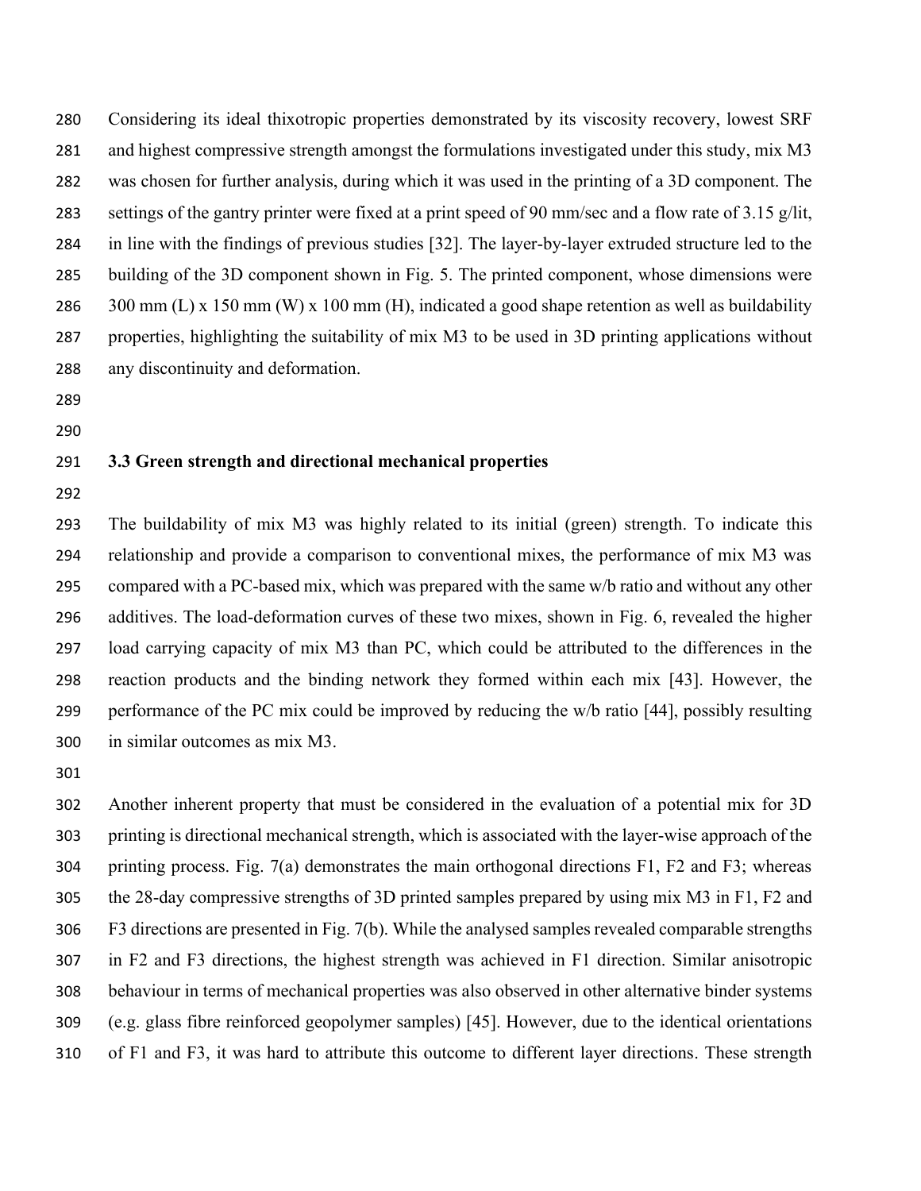Considering its ideal thixotropic properties demonstrated by its viscosity recovery, lowest SRF and highest compressive strength amongst the formulations investigated under this study, mix M3 was chosen for further analysis, during which it was used in the printing of a 3D component. The settings of the gantry printer were fixed at a print speed of 90 mm/sec and a flow rate of 3.15 g/lit, in line with the findings of previous studies [32]. The layer-by-layer extruded structure led to the building of the 3D component shown in Fig. 5. The printed component, whose dimensions were 300 mm (L) x 150 mm (W) x 100 mm (H), indicated a good shape retention as well as buildability properties, highlighting the suitability of mix M3 to be used in 3D printing applications without any discontinuity and deformation.

### 3.3 Green strength and directional mechanical properties

The buildability of mix M3 was highly related to its initial (green) strength. To indicate this relationship and provide a comparison to conventional mixes, the performance of mix M3 was compared with a PC-based mix, which was prepared with the same w/b ratio and without any other additives. The load-deformation curves of these two mixes, shown in Fig. 6, revealed the higher load carrying capacity of mix M3 than PC, which could be attributed to the differences in the reaction products and the binding network they formed within each mix [43]. However, the performance of the PC mix could be improved by reducing the w/b ratio [44], possibly resulting in similar outcomes as mix M3.

Another inherent property that must be considered in the evaluation of a potential mix for 3D printing is directional mechanical strength, which is associated with the layer-wise approach of the printing process. Fig. 7(a) demonstrates the main orthogonal directions F1, F2 and F3; whereas the 28-day compressive strengths of 3D printed samples prepared by using mix M3 in F1, F2 and F3 directions are presented in Fig. 7(b). While the analysed samples revealed comparable strengths in F2 and F3 directions, the highest strength was achieved in F1 direction. Similar anisotropic behaviour in terms of mechanical properties was also observed in other alternative binder systems (e.g. glass fibre reinforced geopolymer samples) [45]. However, due to the identical orientations of F1 and F3, it was hard to attribute this outcome to different layer directions. These strength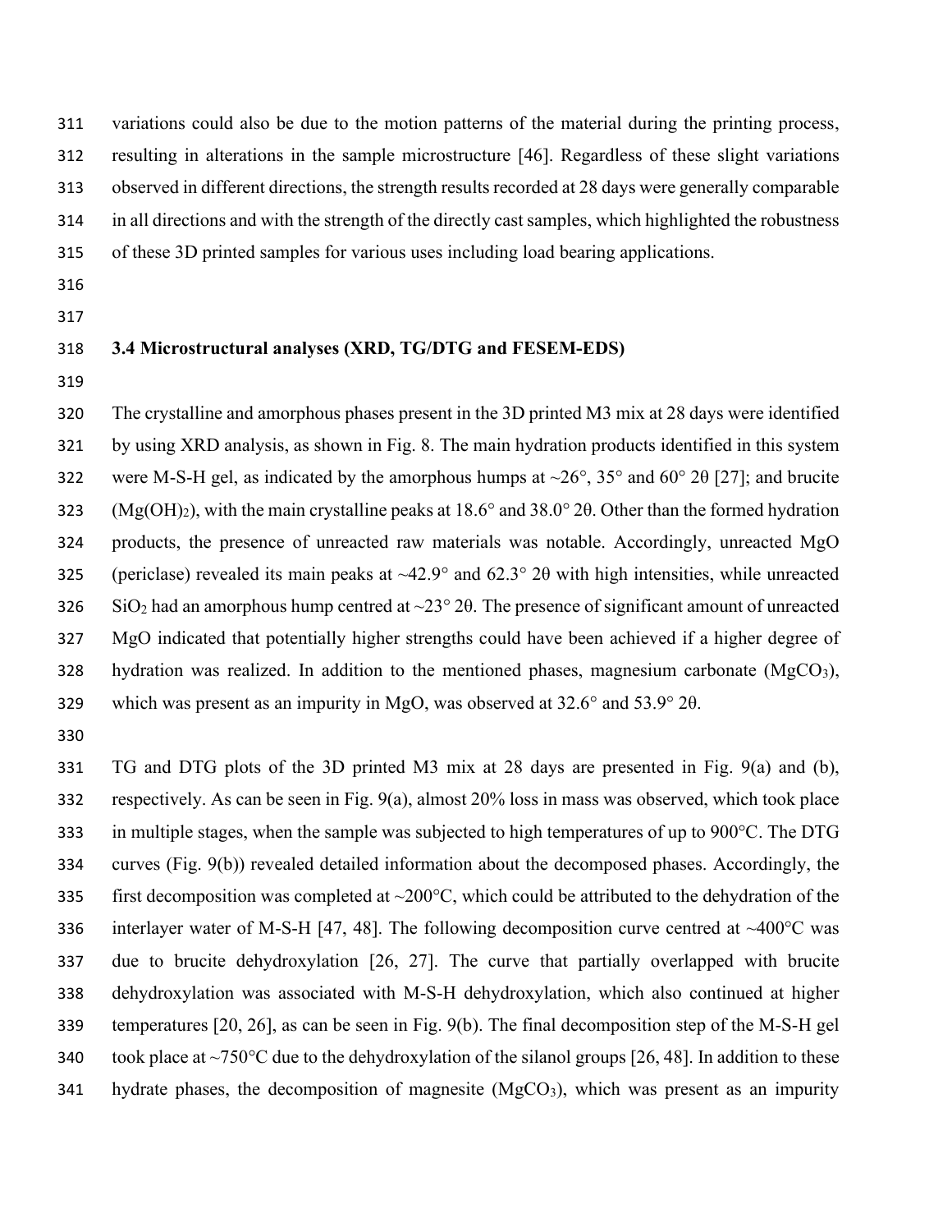variations could also be due to the motion patterns of the material during the printing process, resulting in alterations in the sample microstructure [46]. Regardless of these slight variations observed in different directions, the strength results recorded at 28 days were generally comparable in all directions and with the strength of the directly cast samples, which highlighted the robustness of these 3D printed samples for various uses including load bearing applications.

### 3.4 Microstructural analyses (XRD, TG/DTG and FESEM-EDS)

The crystalline and amorphous phases present in the 3D printed M3 mix at 28 days were identified by using XRD analysis, as shown in Fig. 8. The main hydration products identified in this system were M-S-H gel, as indicated by the amorphous humps at ~26°, 35° and 60° 2θ [27]; and brucite ($Mg(OH)_2$), with the main crystalline peaks at 18.6° and 38.0° 2θ. Other than the formed hydration products, the presence of unreacted raw materials was notable. Accordingly, unreacted MgO (periclase) revealed its main peaks at ~42.9° and 62.3° 2θ with high intensities, while unreacted $SiO_2$ had an amorphous hump centred at ~23° 2θ. The presence of significant amount of unreacted MgO indicated that potentially higher strengths could have been achieved if a higher degree of hydration was realized. In addition to the mentioned phases, magnesium carbonate ($MgCO_3$), which was present as an impurity in MgO, was observed at 32.6° and 53.9° 2θ.

TG and DTG plots of the 3D printed M3 mix at 28 days are presented in Fig. 9(a) and (b), respectively. As can be seen in Fig. 9(a), almost 20% loss in mass was observed, which took place in multiple stages, when the sample was subjected to high temperatures of up to 900°C. The DTG curves (Fig. 9(b)) revealed detailed information about the decomposed phases. Accordingly, the first decomposition was completed at ~200°C, which could be attributed to the dehydration of the interlayer water of M-S-H [47, 48]. The following decomposition curve centred at ~400°C was due to brucite dehydroxylation [26, 27]. The curve that partially overlapped with brucite dehydroxylation was associated with M-S-H dehydroxylation, which also continued at higher temperatures [20, 26], as can be seen in Fig. 9(b). The final decomposition step of the M-S-H gel took place at ~750°C due to the dehydroxylation of the silanol groups [26, 48]. In addition to these hydrate phases, the decomposition of magnesite ($MgCO_3$), which was present as an impurity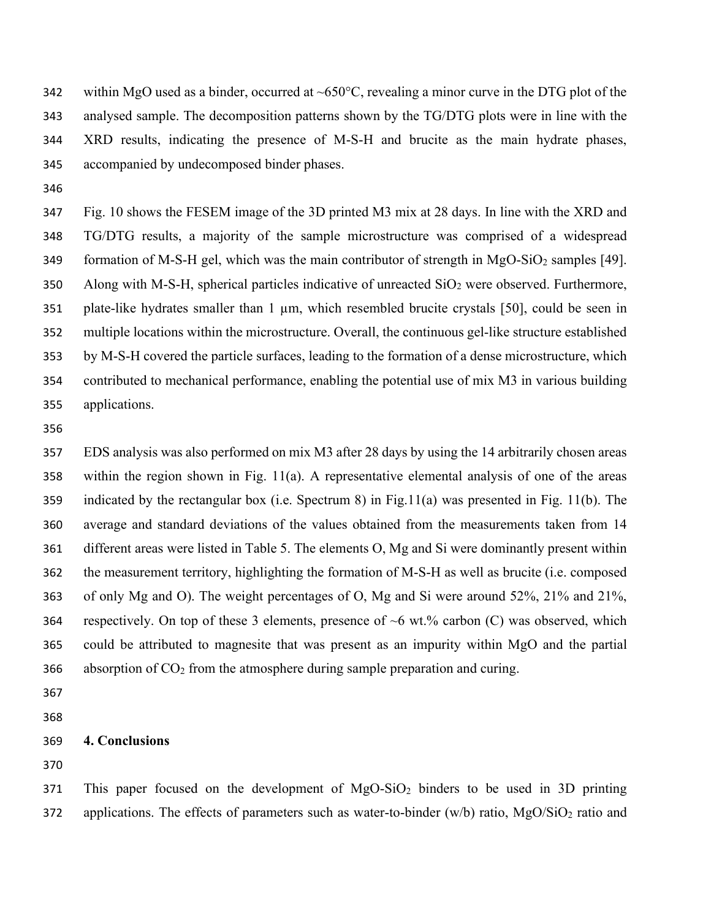within MgO used as a binder, occurred at ~650°C, revealing a minor curve in the DTG plot of the analysed sample. The decomposition patterns shown by the TG/DTG plots were in line with the XRD results, indicating the presence of M-S-H and brucite as the main hydrate phases, accompanied by undecomposed binder phases.

Fig. 10 shows the FESEM image of the 3D printed M3 mix at 28 days. In line with the XRD and TG/DTG results, a majority of the sample microstructure was comprised of a widespread formation of M-S-H gel, which was the main contributor of strength in MgO-$SiO_2$ samples [49]. Along with M-S-H, spherical particles indicative of unreacted $SiO_2$ were observed. Furthermore, plate-like hydrates smaller than 1 µm, which resembled brucite crystals [50], could be seen in multiple locations within the microstructure. Overall, the continuous gel-like structure established by M-S-H covered the particle surfaces, leading to the formation of a dense microstructure, which contributed to mechanical performance, enabling the potential use of mix M3 in various building applications.

EDS analysis was also performed on mix M3 after 28 days by using the 14 arbitrarily chosen areas within the region shown in Fig. 11(a). A representative elemental analysis of one of the areas indicated by the rectangular box (i.e. Spectrum 8) in Fig.11(a) was presented in Fig. 11(b). The average and standard deviations of the values obtained from the measurements taken from 14 different areas were listed in Table 5. The elements O, Mg and Si were dominantly present within the measurement territory, highlighting the formation of M-S-H as well as brucite (i.e. composed of only Mg and O). The weight percentages of O, Mg and Si were around 52%, 21% and 21%, respectively. On top of these 3 elements, presence of ~6 wt.% carbon (C) was observed, which could be attributed to magnesite that was present as an impurity within MgO and the partial absorption of $CO_2$ from the atmosphere during sample preparation and curing.

## 4. Conclusions

This paper focused on the development of MgO-$SiO_2$ binders to be used in 3D printing applications. The effects of parameters such as water-to-binder (w/b) ratio, MgO/$SiO_2$ ratio and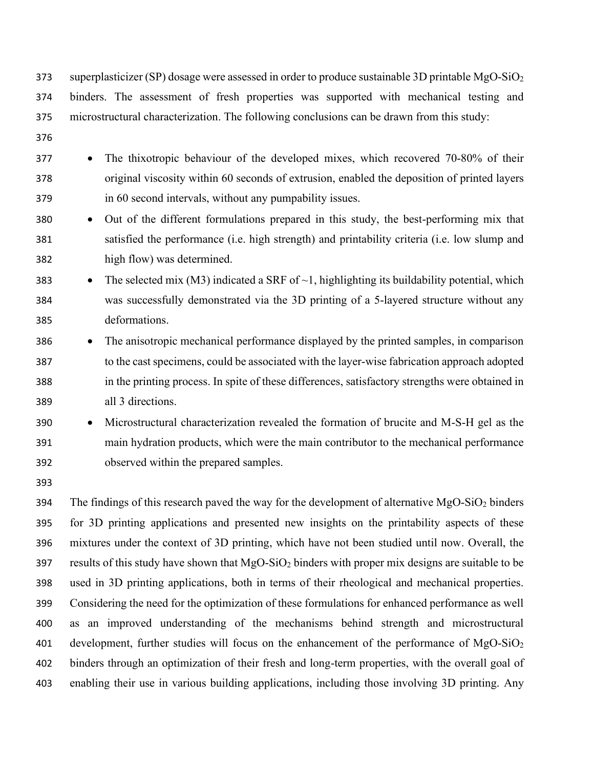superplasticizer (SP) dosage were assessed in order to produce sustainable 3D printable $MgO\text{-}SiO_2$ binders. The assessment of fresh properties was supported with mechanical testing and microstructural characterization. The following conclusions can be drawn from this study:

- The thixotropic behaviour of the developed mixes, which recovered 70-80% of their original viscosity within 60 seconds of extrusion, enabled the deposition of printed layers in 60 second intervals, without any pumpability issues.
- Out of the different formulations prepared in this study, the best-performing mix that satisfied the performance (i.e. high strength) and printability criteria (i.e. low slump and high flow) was determined.
- The selected mix (M3) indicated a SRF of ~1, highlighting its buildability potential, which was successfully demonstrated via the 3D printing of a 5-layered structure without any deformations.
- The anisotropic mechanical performance displayed by the printed samples, in comparison to the cast specimens, could be associated with the layer-wise fabrication approach adopted in the printing process. In spite of these differences, satisfactory strengths were obtained in all 3 directions.
- Microstructural characterization revealed the formation of brucite and M-S-H gel as the main hydration products, which were the main contributor to the mechanical performance observed within the prepared samples.

The findings of this research paved the way for the development of alternative $MgO\text{-}SiO_2$ binders for 3D printing applications and presented new insights on the printability aspects of these mixtures under the context of 3D printing, which have not been studied until now. Overall, the results of this study have shown that $MgO\text{-}SiO_2$ binders with proper mix designs are suitable to be used in 3D printing applications, both in terms of their rheological and mechanical properties. Considering the need for the optimization of these formulations for enhanced performance as well as an improved understanding of the mechanisms behind strength and microstructural development, further studies will focus on the enhancement of the performance of $MgO\text{-}SiO_2$ binders through an optimization of their fresh and long-term properties, with the overall goal of enabling their use in various building applications, including those involving 3D printing. Any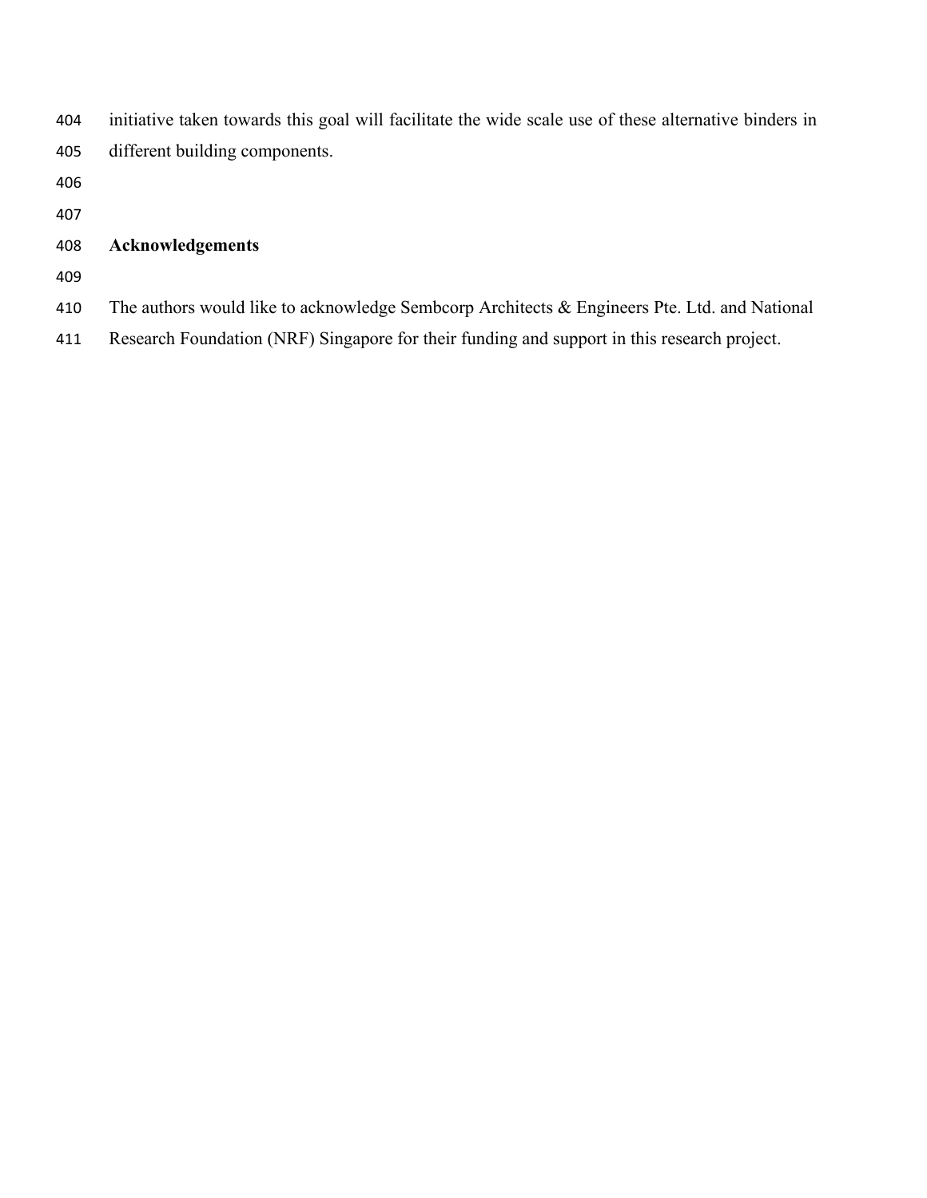initiative taken towards this goal will facilitate the wide scale use of these alternative binders in different building components.

## Acknowledgements

The authors would like to acknowledge Sembcorp Architects & Engineers Pte. Ltd. and National Research Foundation (NRF) Singapore for their funding and support in this research project.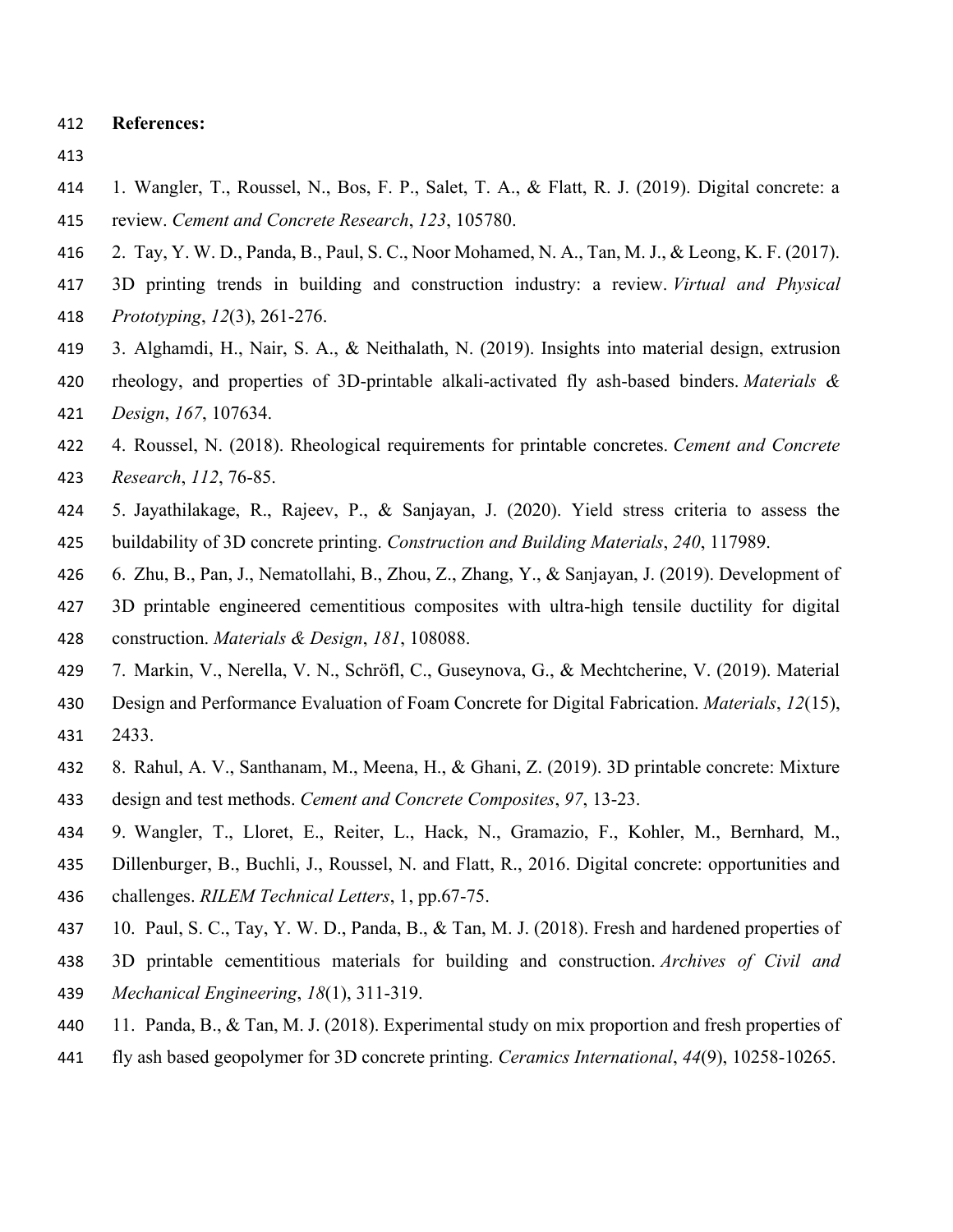**References:**

1. Wangler, T., Roussel, N., Bos, F. P., Salet, T. A., & Flatt, R. J. (2019). Digital concrete: a review. *Cement and Concrete Research*, *123*, 105780.
2. Tay, Y. W. D., Panda, B., Paul, S. C., Noor Mohamed, N. A., Tan, M. J., & Leong, K. F. (2017). 3D printing trends in building and construction industry: a review. *Virtual and Physical Prototyping*, *12*(3), 261-276.
3. Alghamdi, H., Nair, S. A., & Neithalath, N. (2019). Insights into material design, extrusion rheology, and properties of 3D-printable alkali-activated fly ash-based binders. *Materials & Design*, *167*, 107634.
4. Roussel, N. (2018). Rheological requirements for printable concretes. *Cement and Concrete Research*, *112*, 76-85.
5. Jayathilakage, R., Rajeev, P., & Sanjayan, J. (2020). Yield stress criteria to assess the buildability of 3D concrete printing. *Construction and Building Materials*, *240*, 117989.
6. Zhu, B., Pan, J., Nematollahi, B., Zhou, Z., Zhang, Y., & Sanjayan, J. (2019). Development of 3D printable engineered cementitious composites with ultra-high tensile ductility for digital construction. *Materials & Design*, *181*, 108088.
7. Markin, V., Nerella, V. N., Schröfl, C., Guseynova, G., & Mechtcherine, V. (2019). Material Design and Performance Evaluation of Foam Concrete for Digital Fabrication. *Materials*, *12*(15), 2433.
8. Rahul, A. V., Santhanam, M., Meena, H., & Ghani, Z. (2019). 3D printable concrete: Mixture design and test methods. *Cement and Concrete Composites*, *97*, 13-23.
9. Wangler, T., Lloret, E., Reiter, L., Hack, N., Gramazio, F., Kohler, M., Bernhard, M., Dillenburger, B., Buchli, J., Roussel, N. and Flatt, R., 2016. Digital concrete: opportunities and challenges. *RILEM Technical Letters*, 1, pp.67-75.
10. Paul, S. C., Tay, Y. W. D., Panda, B., & Tan, M. J. (2018). Fresh and hardened properties of 3D printable cementitious materials for building and construction. *Archives of Civil and Mechanical Engineering*, *18*(1), 311-319.
11. Panda, B., & Tan, M. J. (2018). Experimental study on mix proportion and fresh properties of fly ash based geopolymer for 3D concrete printing. *Ceramics International*, *44*(9), 10258-10265.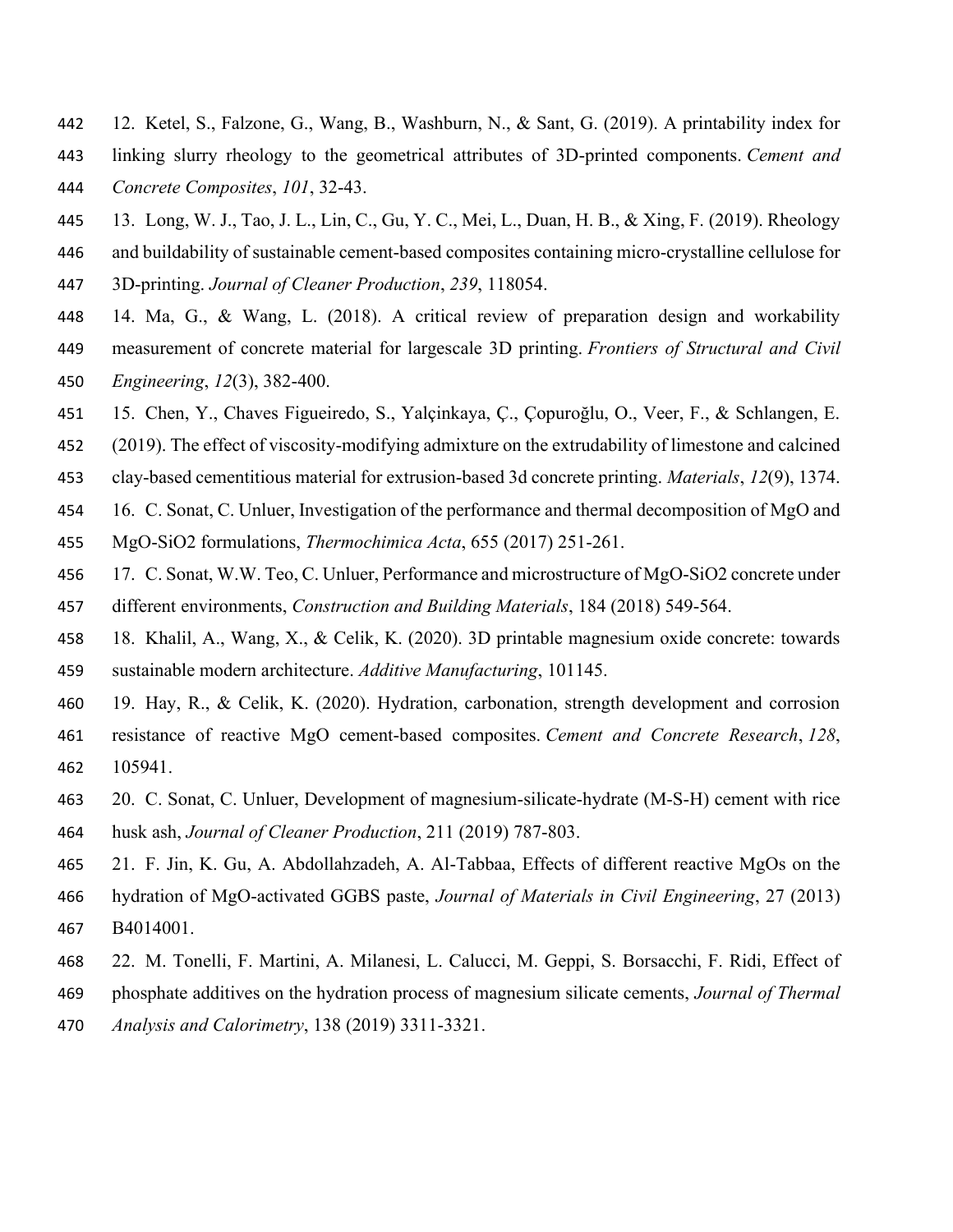12. Ketel, S., Falzone, G., Wang, B., Washburn, N., & Sant, G. (2019). A printability index for linking slurry rheology to the geometrical attributes of 3D-printed components. *Cement and Concrete Composites*, *101*, 32-43.

13. Long, W. J., Tao, J. L., Lin, C., Gu, Y. C., Mei, L., Duan, H. B., & Xing, F. (2019). Rheology and buildability of sustainable cement-based composites containing micro-crystalline cellulose for 3D-printing. *Journal of Cleaner Production*, *239*, 118054.

14. Ma, G., & Wang, L. (2018). A critical review of preparation design and workability measurement of concrete material for largescale 3D printing. *Frontiers of Structural and Civil Engineering*, *12*(3), 382-400.

15. Chen, Y., Chaves Figueiredo, S., Yalçinkaya, Ç., Çopuroğlu, O., Veer, F., & Schlangen, E. (2019). The effect of viscosity-modifying admixture on the extrudability of limestone and calcined clay-based cementitious material for extrusion-based 3d concrete printing. *Materials*, *12*(9), 1374.

16. C. Sonat, C. Unluer, Investigation of the performance and thermal decomposition of MgO and MgO-SiO2 formulations, *Thermochimica Acta*, 655 (2017) 251-261.

17. C. Sonat, W.W. Teo, C. Unluer, Performance and microstructure of MgO-SiO2 concrete under different environments, *Construction and Building Materials*, 184 (2018) 549-564.

18. Khalil, A., Wang, X., & Celik, K. (2020). 3D printable magnesium oxide concrete: towards sustainable modern architecture. *Additive Manufacturing*, 101145.

19. Hay, R., & Celik, K. (2020). Hydration, carbonation, strength development and corrosion resistance of reactive MgO cement-based composites. *Cement and Concrete Research*, *128*, 105941.

20. C. Sonat, C. Unluer, Development of magnesium-silicate-hydrate (M-S-H) cement with rice husk ash, *Journal of Cleaner Production*, 211 (2019) 787-803.

21. F. Jin, K. Gu, A. Abdollahzadeh, A. Al-Tabbaa, Effects of different reactive MgOs on the hydration of MgO-activated GGBS paste, *Journal of Materials in Civil Engineering*, 27 (2013) B4014001.

22. M. Tonelli, F. Martini, A. Milanesi, L. Calucci, M. Geppi, S. Borsacchi, F. Ridi, Effect of phosphate additives on the hydration process of magnesium silicate cements, *Journal of Thermal Analysis and Calorimetry*, 138 (2019) 3311-3321.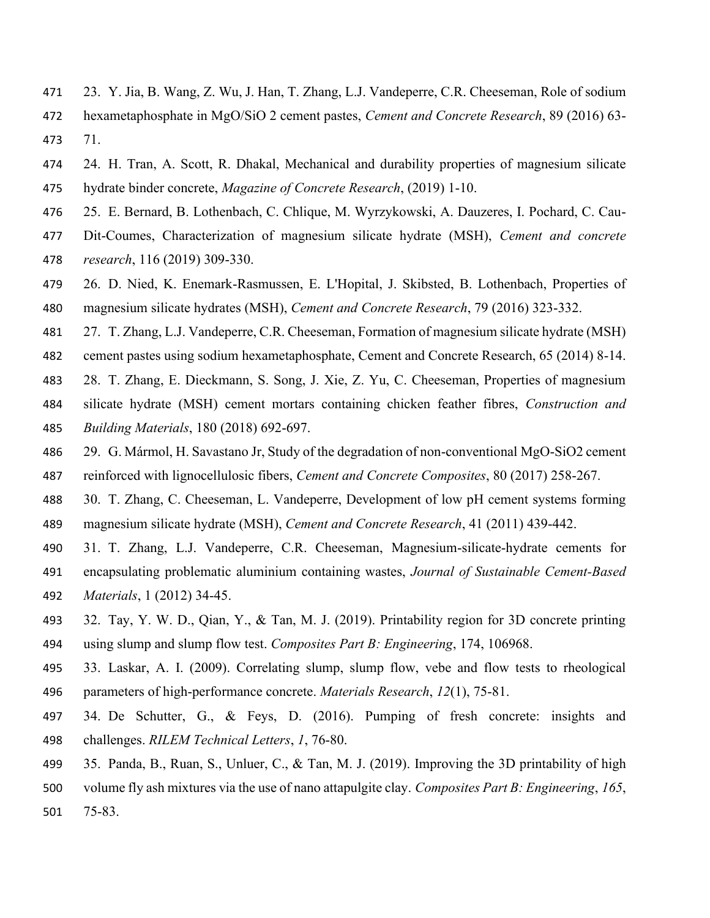23. Y. Jia, B. Wang, Z. Wu, J. Han, T. Zhang, L.J. Vandeperre, C.R. Cheeseman, Role of sodium hexametaphosphate in MgO/SiO 2 cement pastes, *Cement and Concrete Research*, 89 (2016) 63-71.
24. H. Tran, A. Scott, R. Dhakal, Mechanical and durability properties of magnesium silicate hydrate binder concrete, *Magazine of Concrete Research*, (2019) 1-10.
25. E. Bernard, B. Lothenbach, C. Chlique, M. Wyrzykowski, A. Dauzeres, I. Pochard, C. Cau-Dit-Coumes, Characterization of magnesium silicate hydrate (MSH), *Cement and concrete research*, 116 (2019) 309-330.
26. D. Nied, K. Enemark-Rasmussen, E. L'Hopital, J. Skibsted, B. Lothenbach, Properties of magnesium silicate hydrates (MSH), *Cement and Concrete Research*, 79 (2016) 323-332.
27. T. Zhang, L.J. Vandeperre, C.R. Cheeseman, Formation of magnesium silicate hydrate (MSH) cement pastes using sodium hexametaphosphate, Cement and Concrete Research, 65 (2014) 8-14.
28. T. Zhang, E. Dieckmann, S. Song, J. Xie, Z. Yu, C. Cheeseman, Properties of magnesium silicate hydrate (MSH) cement mortars containing chicken feather fibres, *Construction and Building Materials*, 180 (2018) 692-697.
29. G. Mármol, H. Savastano Jr, Study of the degradation of non-conventional MgO-SiO2 cement reinforced with lignocellulosic fibers, *Cement and Concrete Composites*, 80 (2017) 258-267.
30. T. Zhang, C. Cheeseman, L. Vandeperre, Development of low pH cement systems forming magnesium silicate hydrate (MSH), *Cement and Concrete Research*, 41 (2011) 439-442.
31. T. Zhang, L.J. Vandeperre, C.R. Cheeseman, Magnesium-silicate-hydrate cements for encapsulating problematic aluminium containing wastes, *Journal of Sustainable Cement-Based Materials*, 1 (2012) 34-45.
32. Tay, Y. W. D., Qian, Y., & Tan, M. J. (2019). Printability region for 3D concrete printing using slump and slump flow test. *Composites Part B: Engineering*, 174, 106968.
33. Laskar, A. I. (2009). Correlating slump, slump flow, vebe and flow tests to rheological parameters of high-performance concrete. *Materials Research*, *12*(1), 75-81.
34. De Schutter, G., & Feys, D. (2016). Pumping of fresh concrete: insights and challenges. *RILEM Technical Letters*, *1*, 76-80.
35. Panda, B., Ruan, S., Unluer, C., & Tan, M. J. (2019). Improving the 3D printability of high volume fly ash mixtures via the use of nano attapulgite clay. *Composites Part B: Engineering*, *165*, 75-83.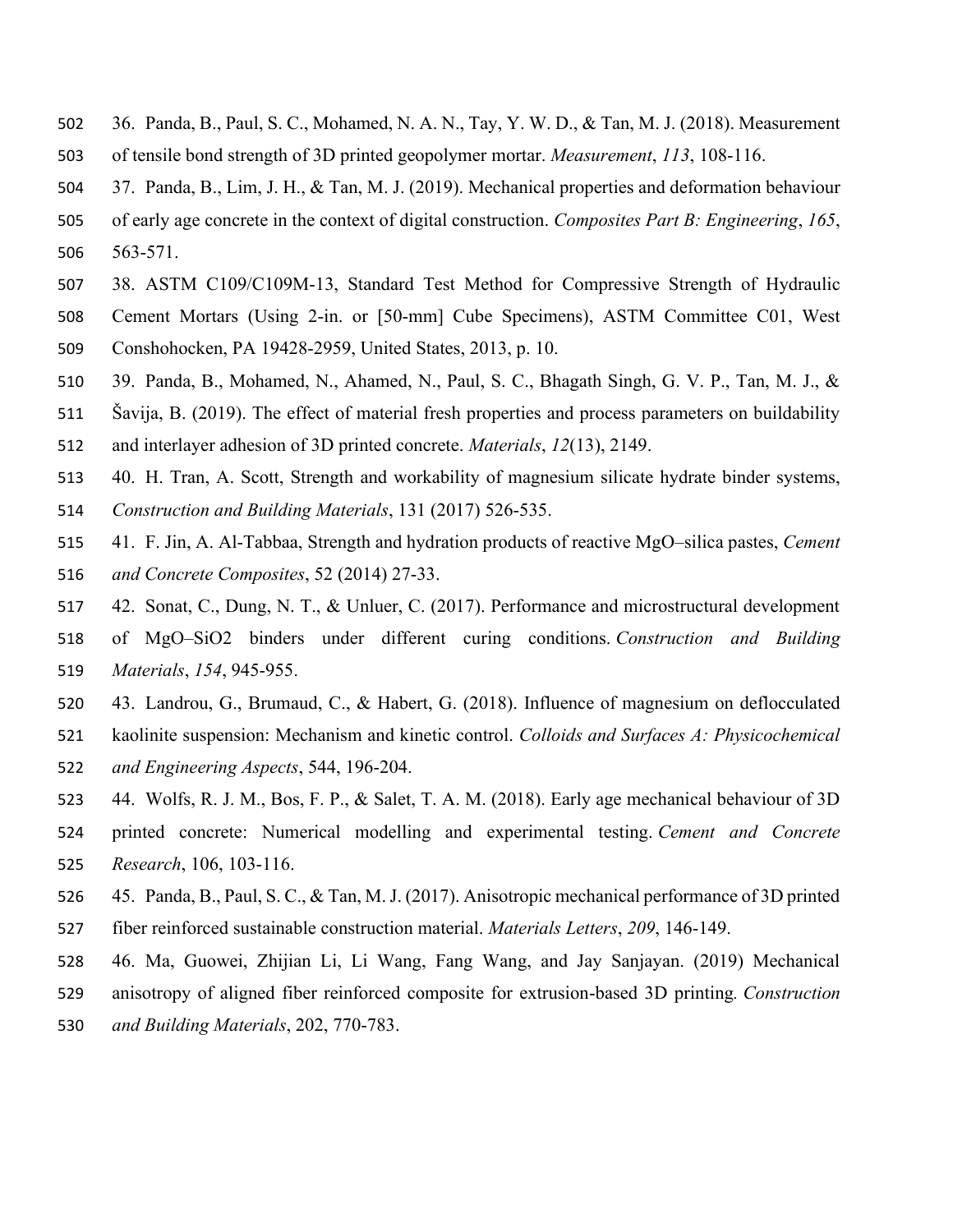36. Panda, B., Paul, S. C., Mohamed, N. A. N., Tay, Y. W. D., & Tan, M. J. (2018). Measurement of tensile bond strength of 3D printed geopolymer mortar. *Measurement*, *113*, 108-116.

37. Panda, B., Lim, J. H., & Tan, M. J. (2019). Mechanical properties and deformation behaviour of early age concrete in the context of digital construction. *Composites Part B: Engineering*, *165*, 563-571.

38. ASTM C109/C109M-13, Standard Test Method for Compressive Strength of Hydraulic Cement Mortars (Using 2-in. or [50-mm] Cube Specimens), ASTM Committee C01, West Conshohocken, PA 19428-2959, United States, 2013, p. 10.

39. Panda, B., Mohamed, N., Ahamed, N., Paul, S. C., Bhagath Singh, G. V. P., Tan, M. J., & Šavija, B. (2019). The effect of material fresh properties and process parameters on buildability and interlayer adhesion of 3D printed concrete. *Materials*, *12*(13), 2149.

40. H. Tran, A. Scott, Strength and workability of magnesium silicate hydrate binder systems, *Construction and Building Materials*, 131 (2017) 526-535.

41. F. Jin, A. Al-Tabbaa, Strength and hydration products of reactive MgO–silica pastes, *Cement and Concrete Composites*, 52 (2014) 27-33.

42. Sonat, C., Dung, N. T., & Unluer, C. (2017). Performance and microstructural development of MgO–SiO2 binders under different curing conditions. *Construction and Building Materials*, *154*, 945-955.

43. Landrou, G., Brumaud, C., & Habert, G. (2018). Influence of magnesium on deflocculated kaolinite suspension: Mechanism and kinetic control. *Colloids and Surfaces A: Physicochemical and Engineering Aspects*, 544, 196-204.

44. Wolfs, R. J. M., Bos, F. P., & Salet, T. A. M. (2018). Early age mechanical behaviour of 3D printed concrete: Numerical modelling and experimental testing. *Cement and Concrete Research*, 106, 103-116.

45. Panda, B., Paul, S. C., & Tan, M. J. (2017). Anisotropic mechanical performance of 3D printed fiber reinforced sustainable construction material. *Materials Letters*, *209*, 146-149.

46. Ma, Guowei, Zhijian Li, Li Wang, Fang Wang, and Jay Sanjayan. (2019) Mechanical anisotropy of aligned fiber reinforced composite for extrusion-based 3D printing. *Construction and Building Materials*, 202, 770-783.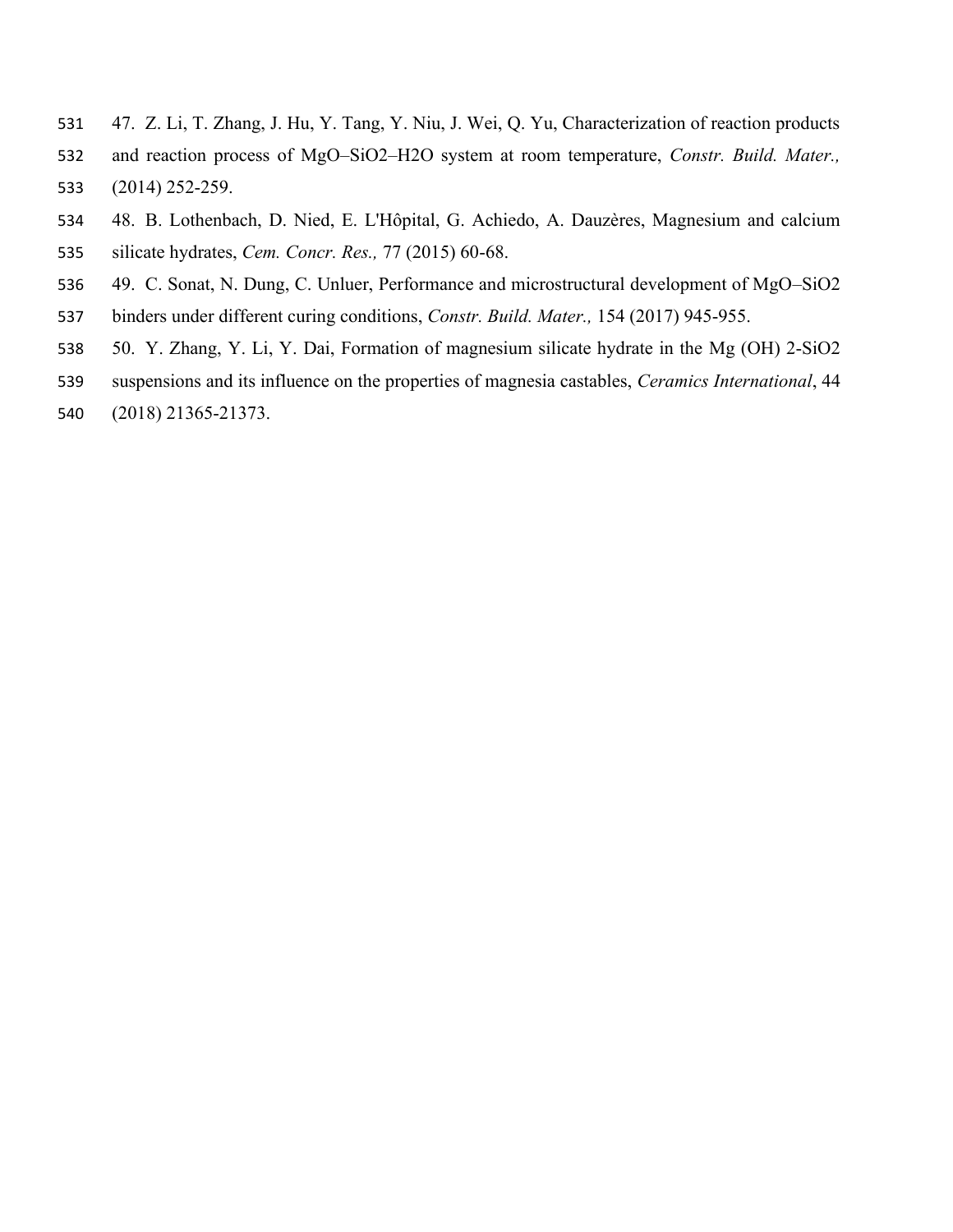47. Z. Li, T. Zhang, J. Hu, Y. Tang, Y. Niu, J. Wei, Q. Yu, Characterization of reaction products and reaction process of $MgO–SiO_2–H_2O$ system at room temperature, *Constr. Build. Mater.,* (2014) 252-259.

48. B. Lothenbach, D. Nied, E. L'Hôpital, G. Achiedo, A. Dauzères, Magnesium and calcium silicate hydrates, *Cem. Concr. Res.,* 77 (2015) 60-68.

49. C. Sonat, N. Dung, C. Unluer, Performance and microstructural development of $MgO–SiO_2$ binders under different curing conditions, *Constr. Build. Mater.,* 154 (2017) 945-955.

50. Y. Zhang, Y. Li, Y. Dai, Formation of magnesium silicate hydrate in the $Mg(OH)_2$-$SiO_2$ suspensions and its influence on the properties of magnesia castables, *Ceramics International*, 44 (2018) 21365-21373.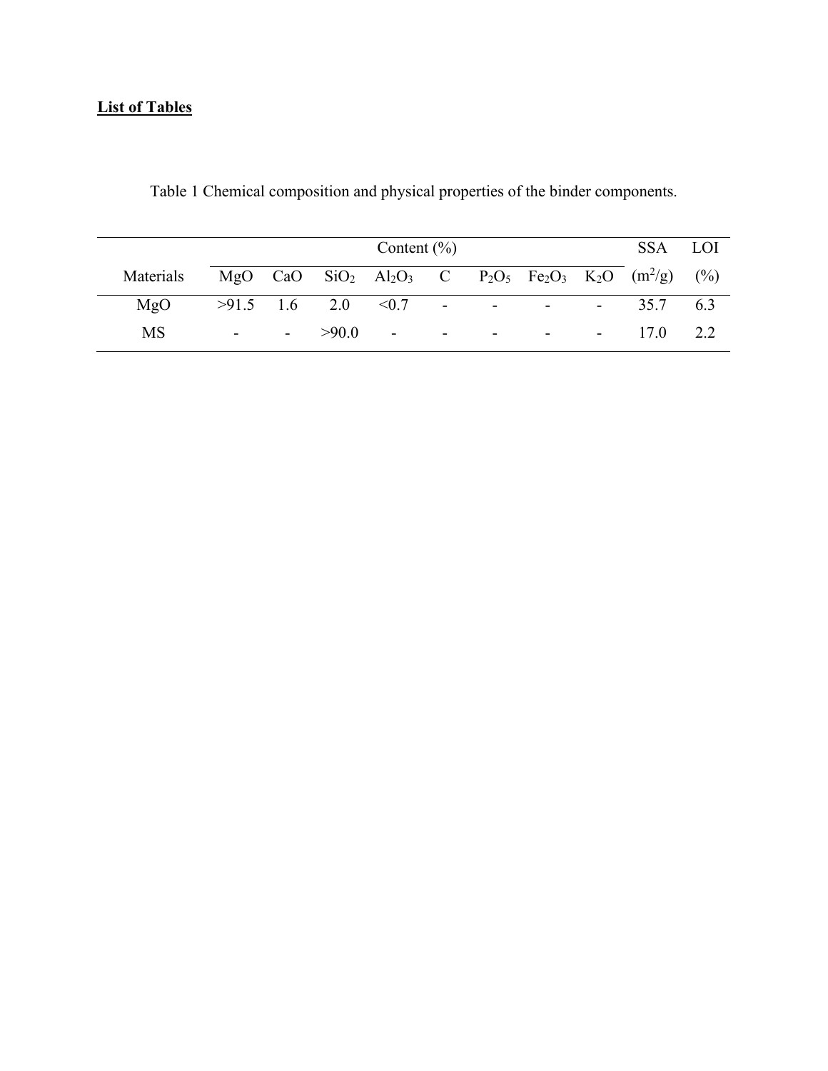**List of Tables**

Table 1 Chemical composition and physical properties of the binder components.

| | Content (%) | | | | | | | | SSA | LOI |
|---|---|---|---|---|---|---|---|---|---|---|
| Materials | MgO | CaO | $SiO_2$ | $Al_2O_3$ | C | $P_2O_5$ | $Fe_2O_3$ | $K_2O$ | ($m^2/g$) | (%) |
| MgO | >91.5 | 1.6 | 2.0 | <0.7 | - | - | - | - | 35.7 | 6.3 |
| MS | - | - | >90.0 | - | - | - | - | - | 17.0 | 2.2 |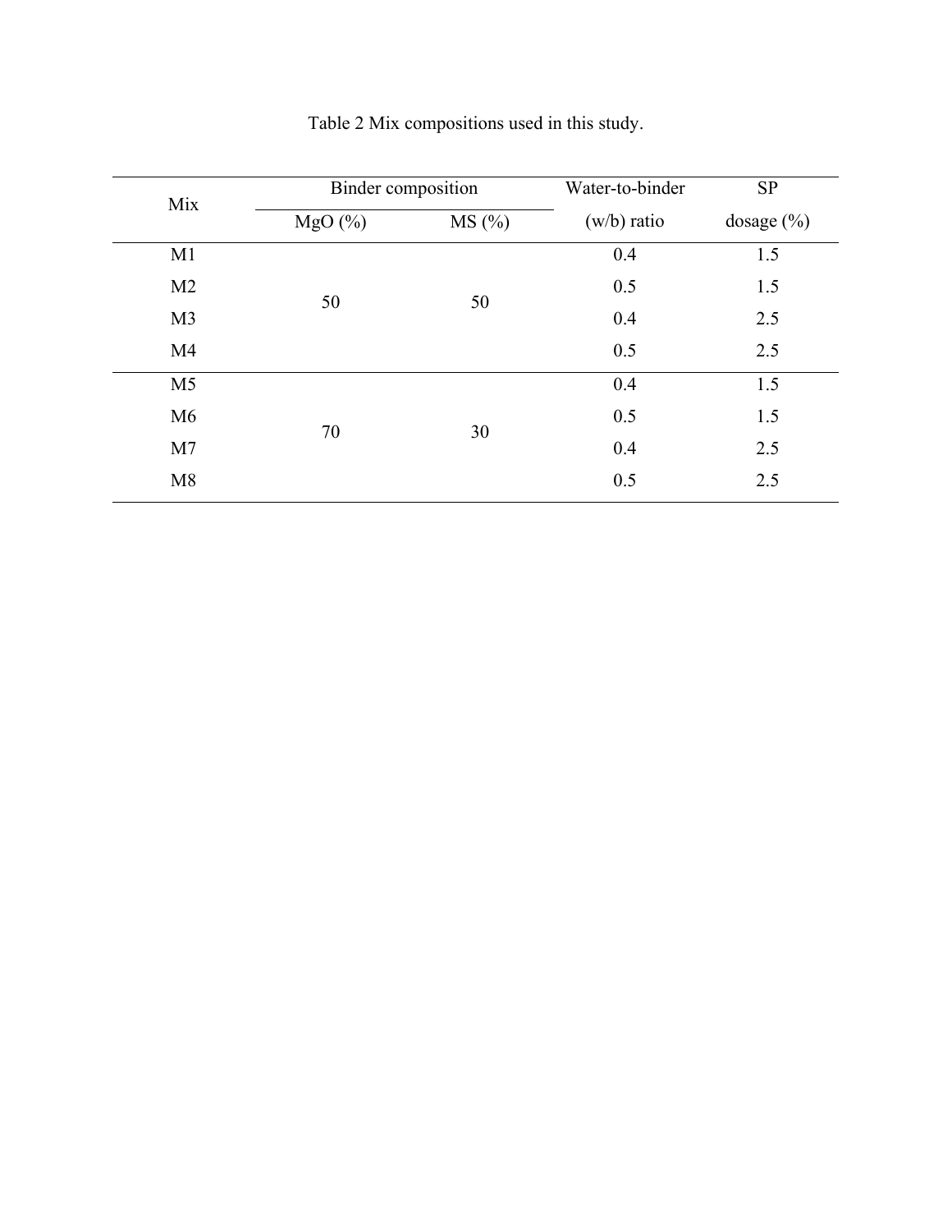Table 2 Mix compositions used in this study.

| Mix | Binder composition | | Water-to-binder (w/b) ratio | SP dosage (%) |
|---|---|---|---|---|
| | MgO (%) | MS (%) | | |
| M1 | 50 | 50 | 0.4 | 1.5 |
| M2 | | | 0.5 | 1.5 |
| M3 | | | 0.4 | 2.5 |
| M4 | | | 0.5 | 2.5 |
| M5 | 70 | 30 | 0.4 | 1.5 |
| M6 | | | 0.5 | 1.5 |
| M7 | | | 0.4 | 2.5 |
| M8 | | | 0.5 | 2.5 |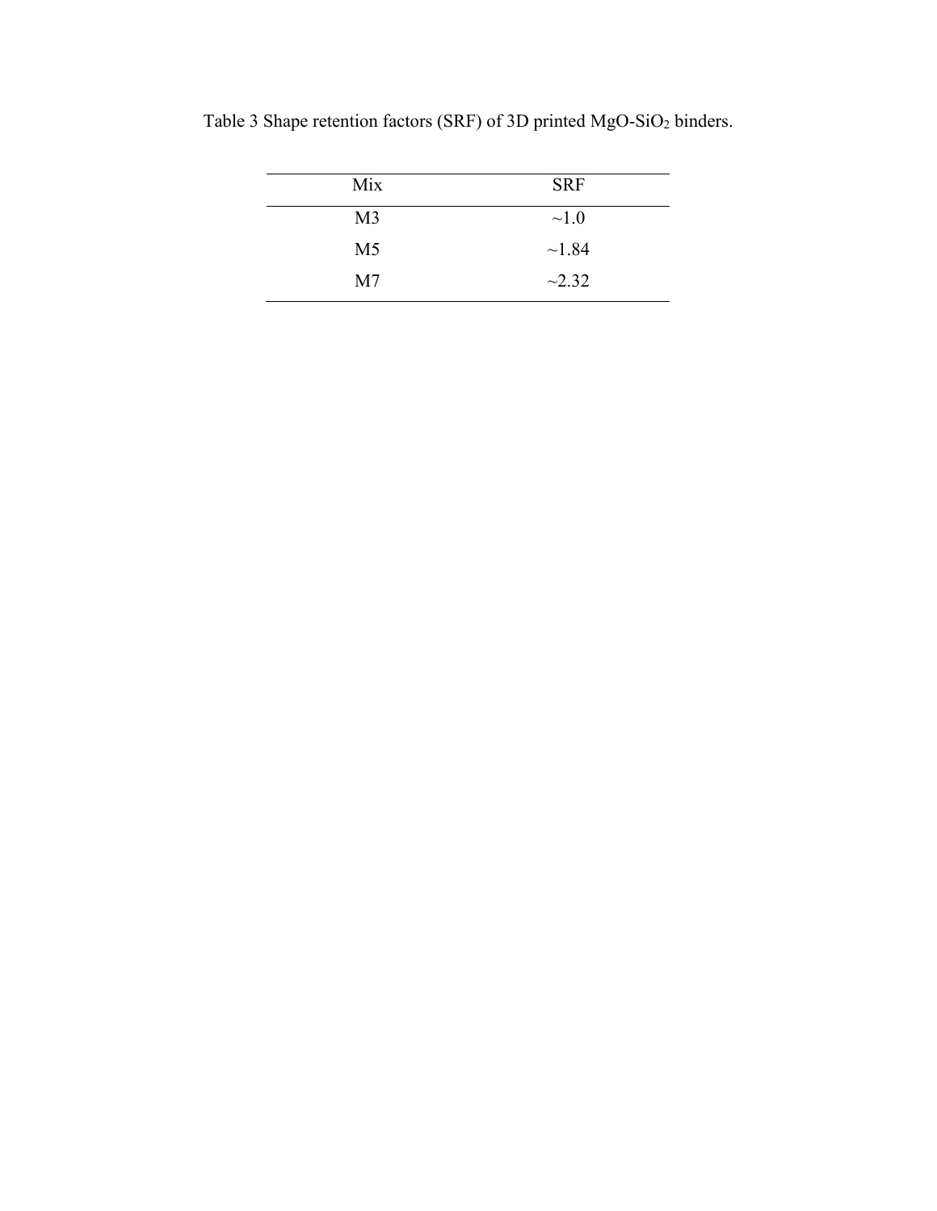Table 3 Shape retention factors (SRF) of 3D printed $MgO$-$SiO_2$ binders.

| Mix | SRF |
| --- | --- |
| M3 | ~1.0 |
| M5 | ~1.84 |
| M7 | ~2.32 |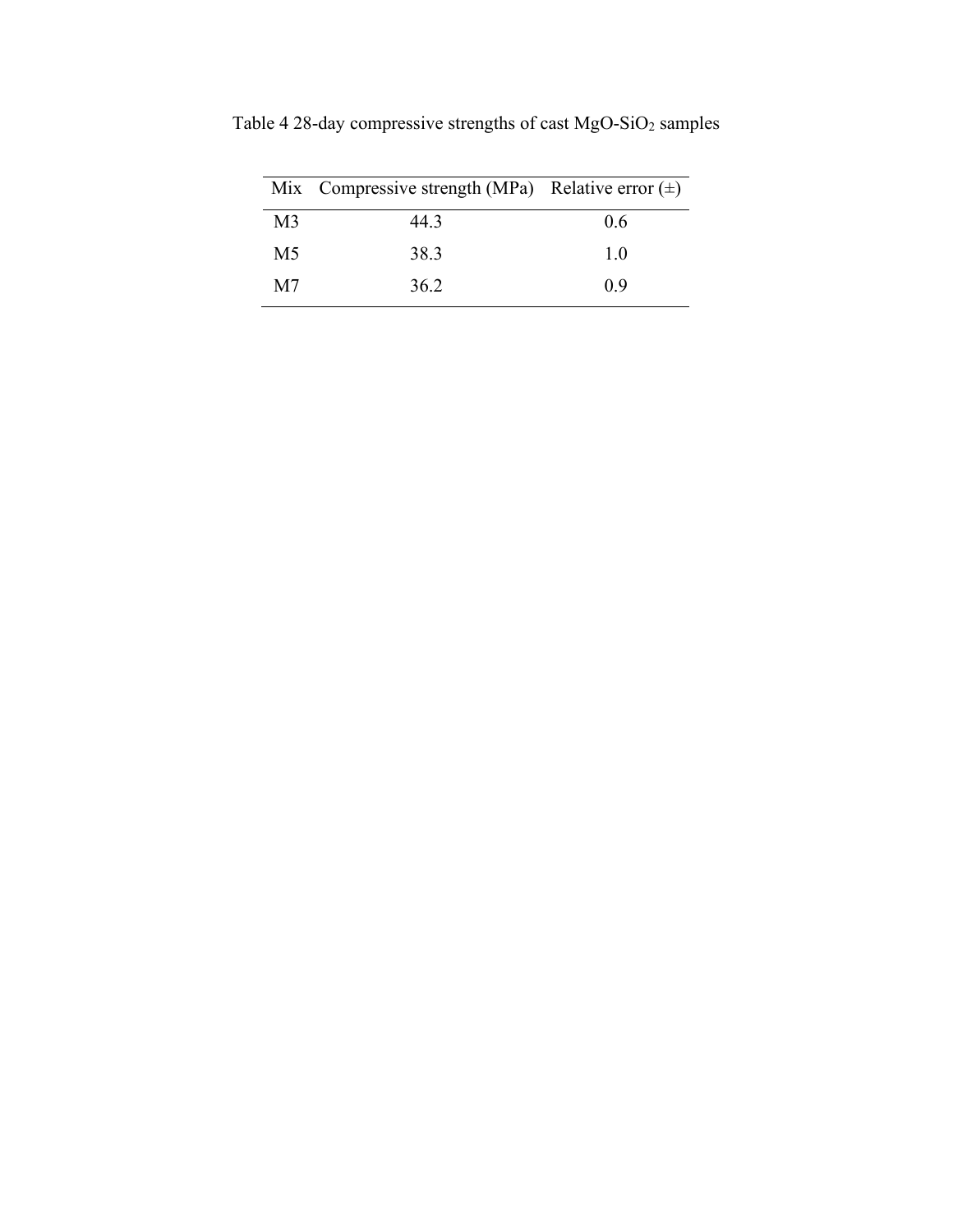Table 4 28-day compressive strengths of cast $MgO$-$SiO_2$ samples

| Mix | Compressive strength (MPa) | Relative error (±) |
|---|---|---|
| M3 | 44.3 | 0.6 |
| M5 | 38.3 | 1.0 |
| M7 | 36.2 | 0.9 |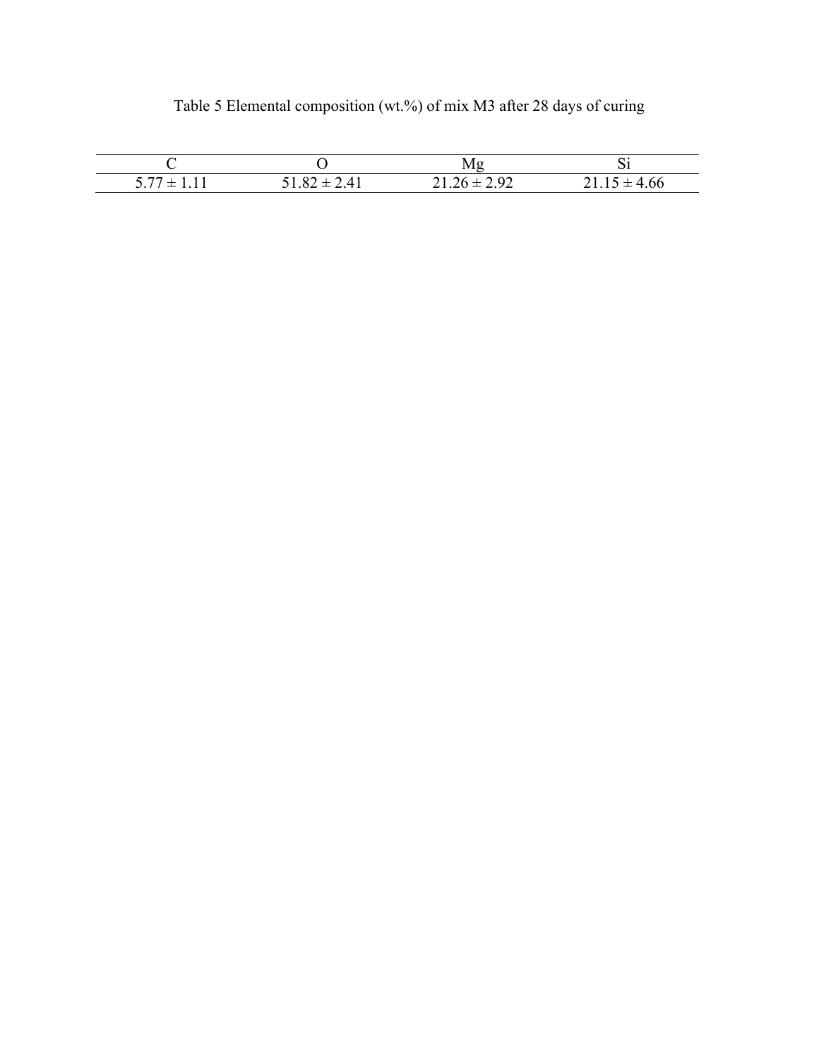Table 5 Elemental composition (wt.%) of mix M3 after 28 days of curing

| C | O | Mg | Si |
|---|---|---|---|
| 5.77 ± 1.11 | 51.82 ± 2.41 | 21.26 ± 2.92 | 21.15 ± 4.66 |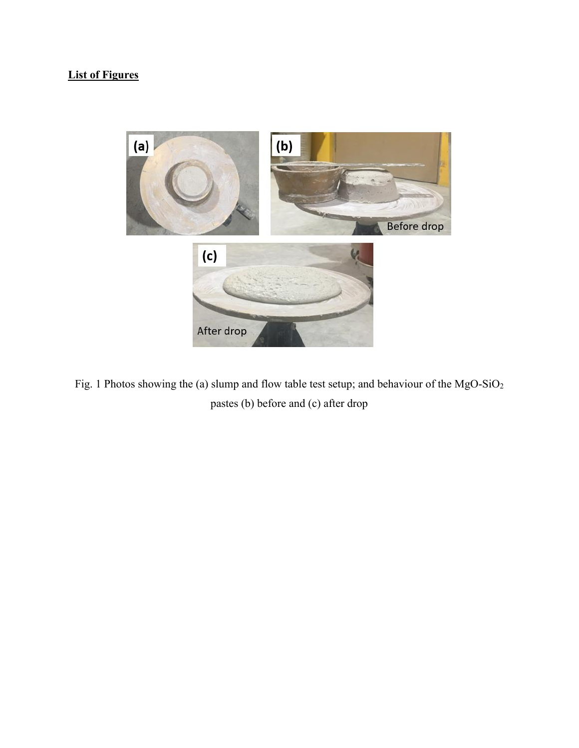**List of Figures**

(a)

(b)

Before drop

(c)

After drop

Fig. 1 Photos showing the (a) slump and flow table test setup; and behaviour of the $MgO$-$SiO_2$ pastes (b) before and (c) after drop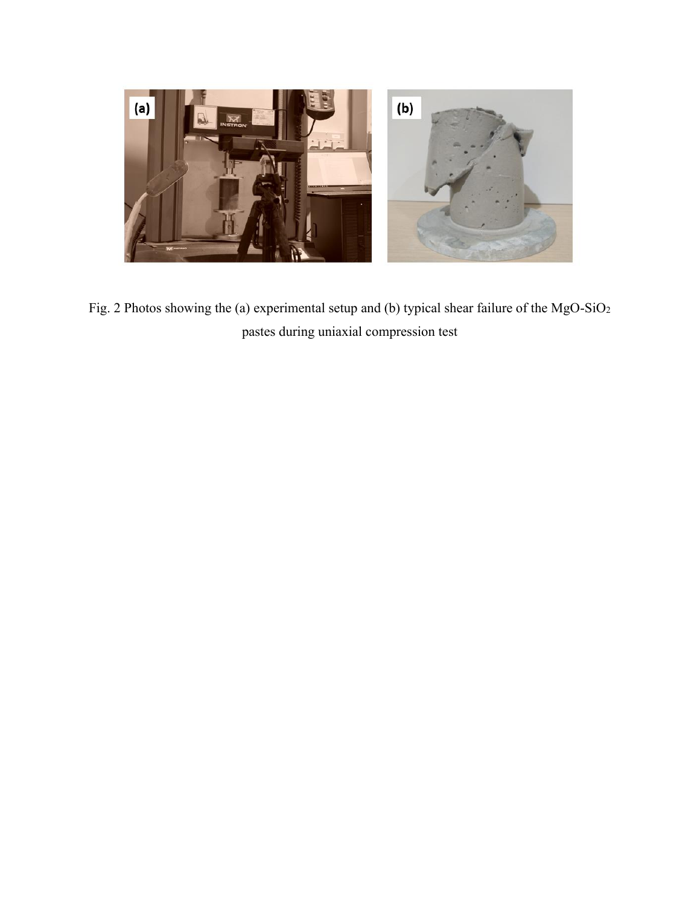Fig. 2 Photos showing the (a) experimental setup and (b) typical shear failure of the $MgO$-$SiO_2$ pastes during uniaxial compression test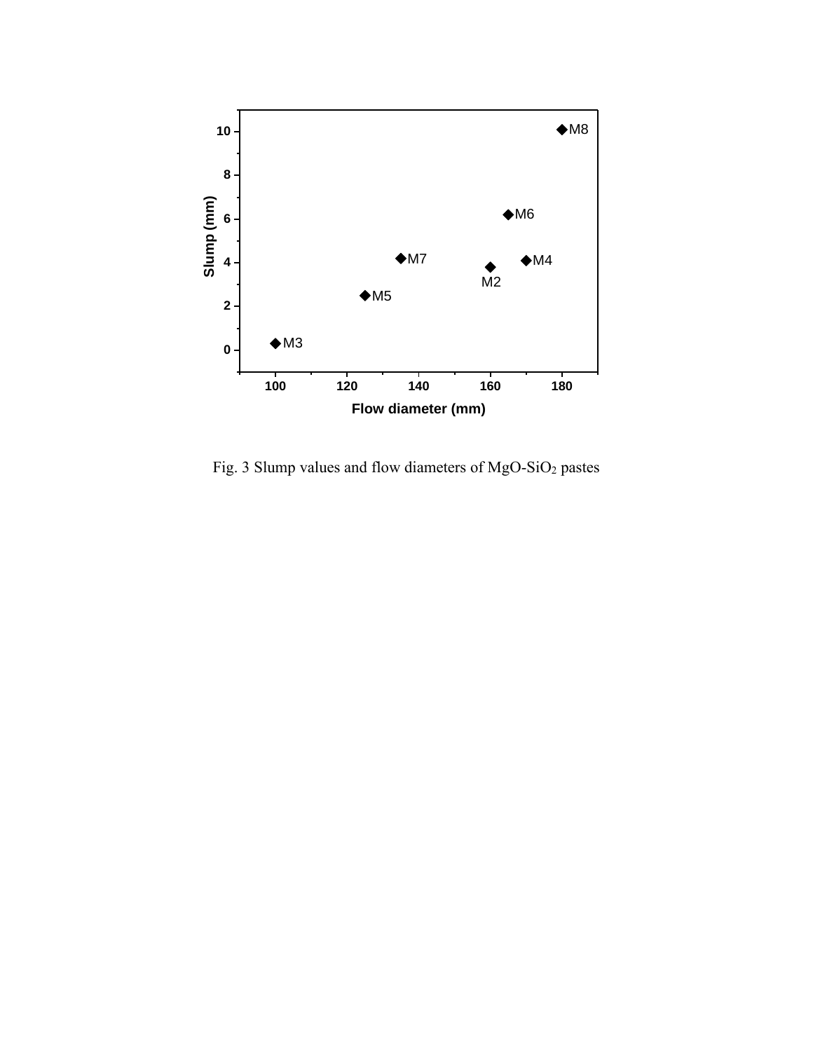Fig. 3 Slump values and flow diameters of $MgO$-$SiO_2$ pastes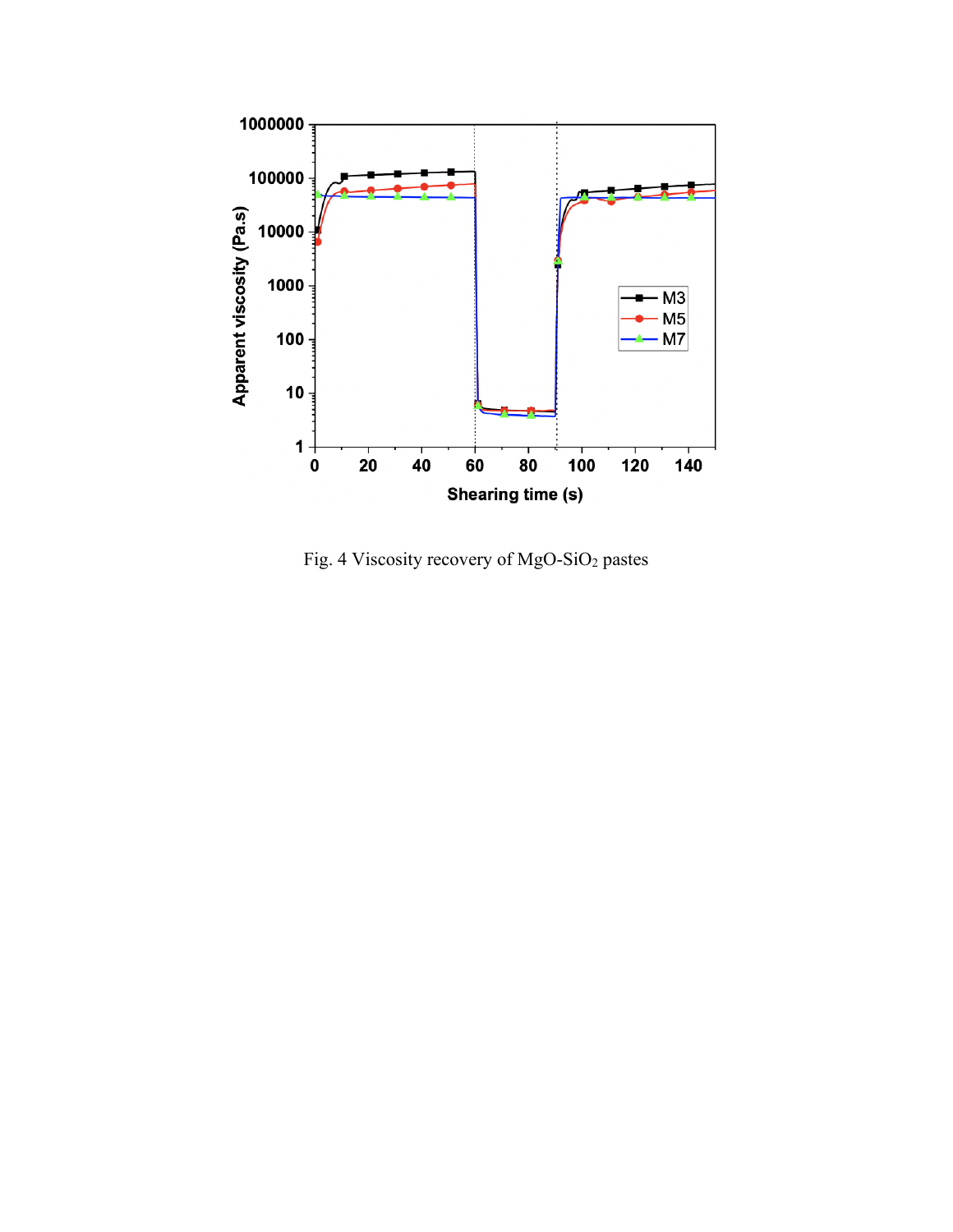Apparent viscosity (Pa.s)

1000000
100000
10000
1000
100
10
1

0 20 40 60 80 100 120 140

Shearing time (s)

M3
M5
M7

Fig. 4 Viscosity recovery of MgO-$SiO_2$ pastes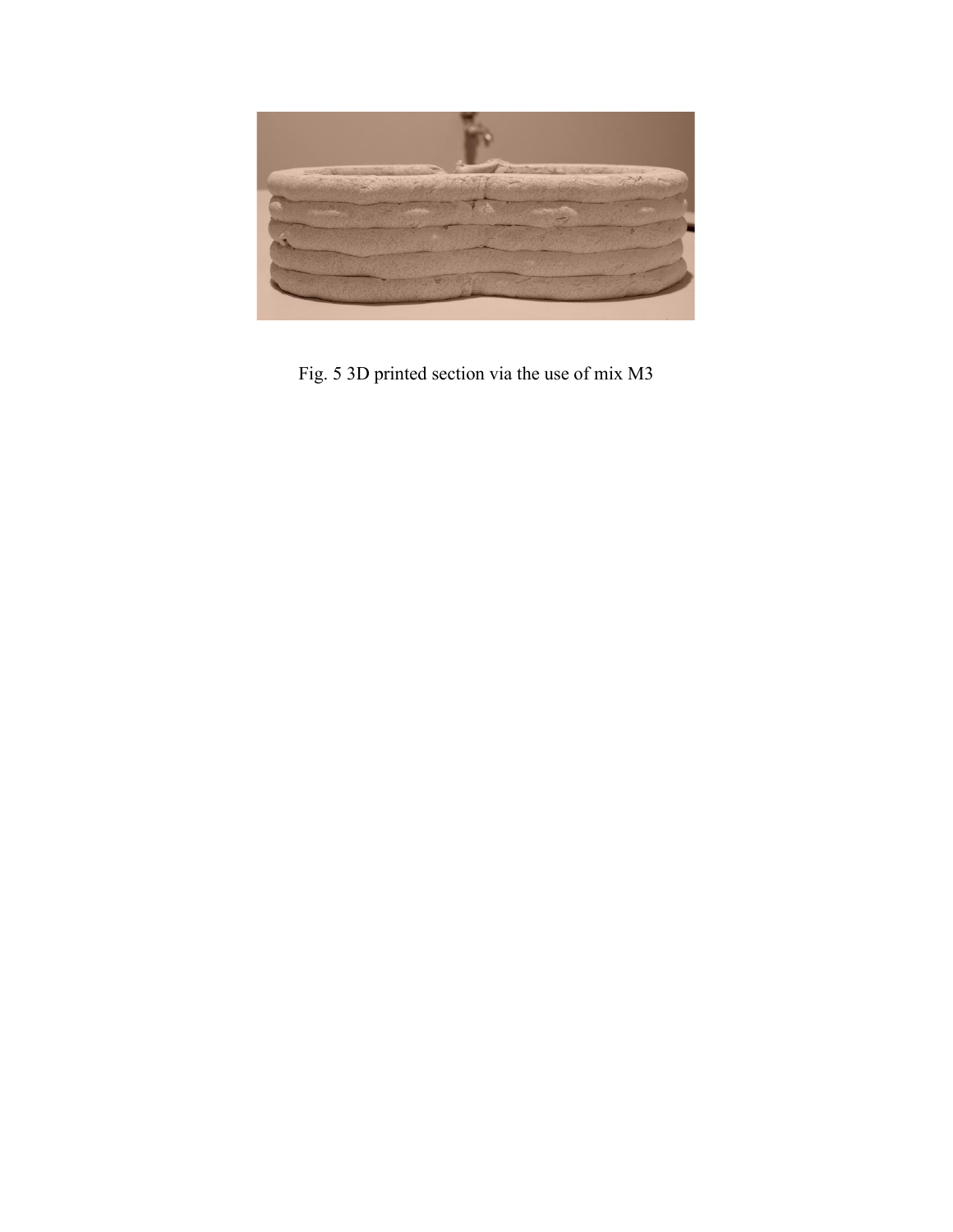Fig. 5 3D printed section via the use of mix M3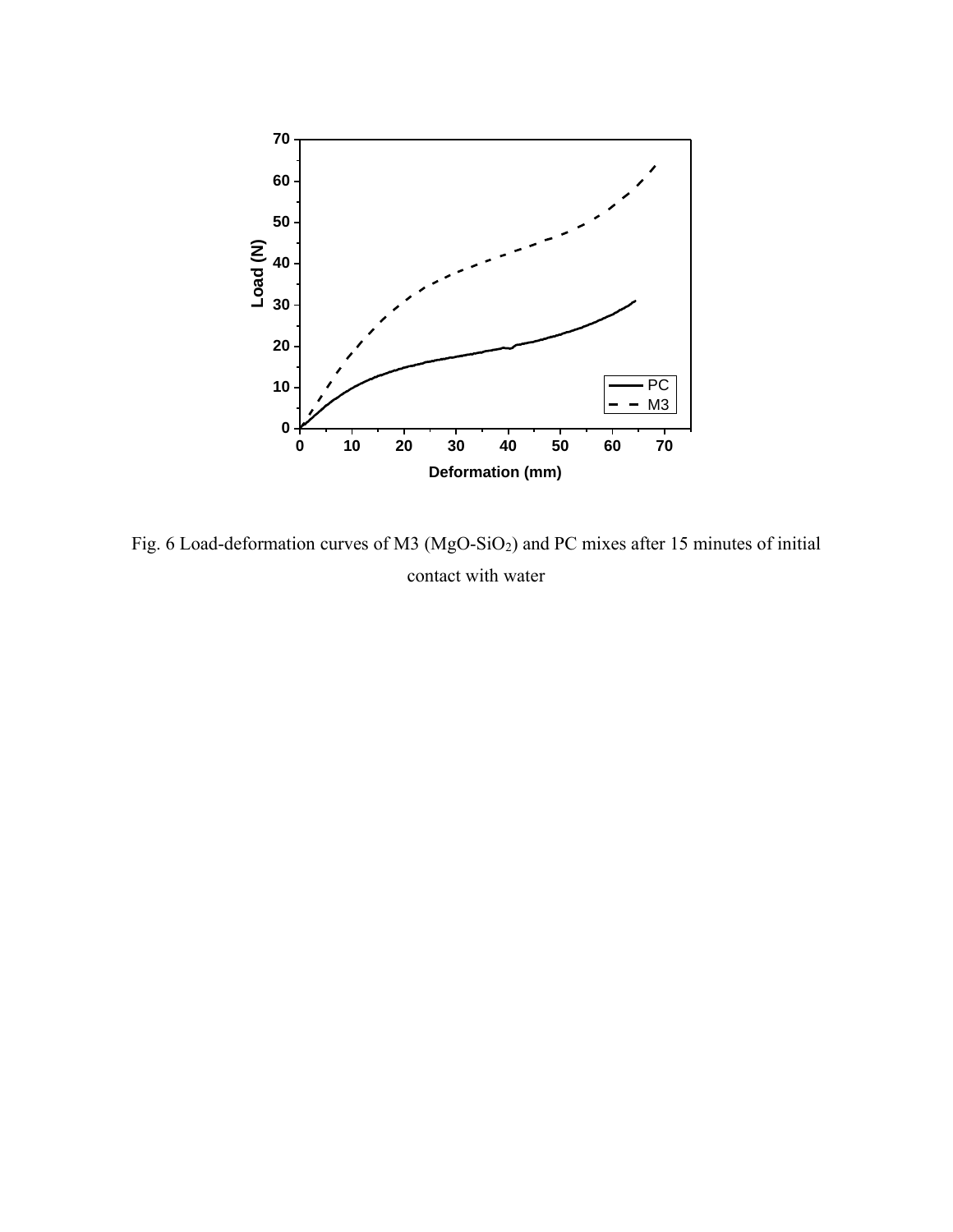Load (N)

70
60
50
40
30
20
10
0

0 10 20 30 40 50 60 70

Deformation (mm)

PC
M3

Fig. 6 Load-deformation curves of M3 ($MgO$-$SiO_2$) and PC mixes after 15 minutes of initial contact with water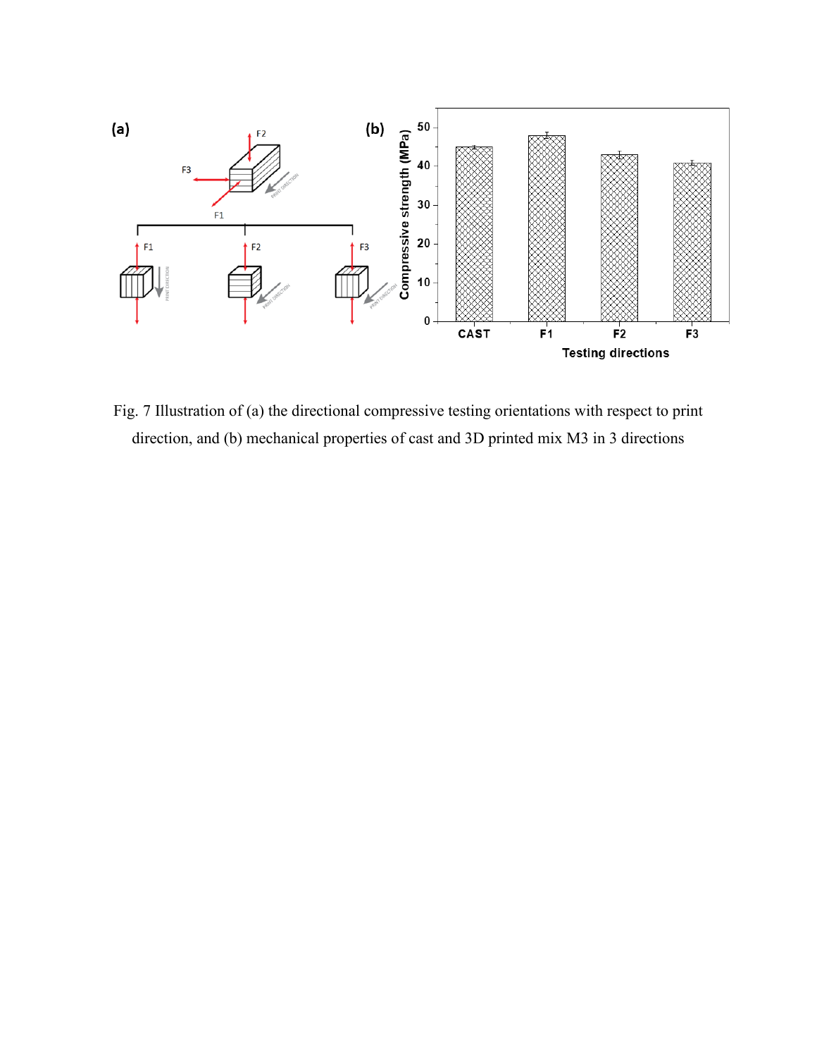(a)

F2

F3

F1

PRINT DIRECTION

F1

F2

F3

PRINT DIRECTION

PRINT DIRECTION

PRINT DIRECTION

(b)

Compressive strength (MPa)

0
10
20
30
40
50

CAST
F1
F2
F3

Testing directions

Fig. 7 Illustration of (a) the directional compressive testing orientations with respect to print direction, and (b) mechanical properties of cast and 3D printed mix M3 in 3 directions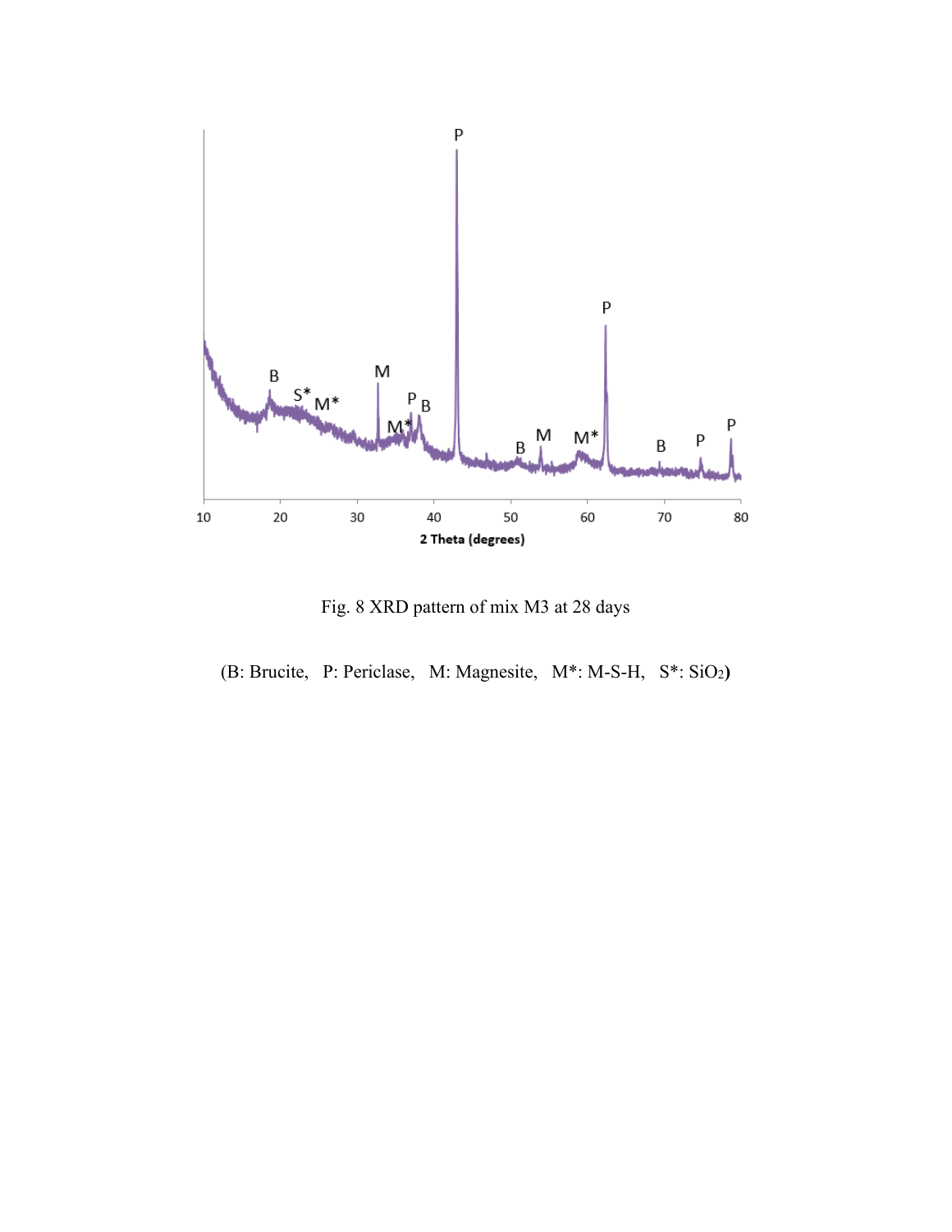P

P

B

S*

M*

M

P

B

M*

B

M

M*

B

P

P

10

20

30

40

50

60

70

80

2 Theta (degrees)

Fig. 8 XRD pattern of mix M3 at 28 days

(B: Brucite, P: Periclase, M: Magnesite, M*: M-S-H, S*: $SiO_2$)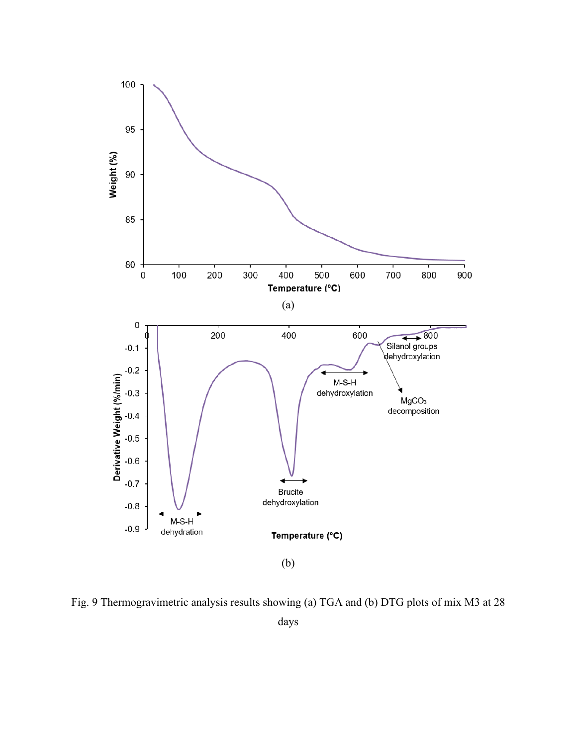Weight (%)

100

95

90

85

80

0 100 200 300 400 500 600 700 800 900

Temperature (°C)

(a)

Derivative Weight (%/min)

0

-0.1

-0.2

-0.3

-0.4

-0.5

-0.6

-0.7

-0.8

-0.9

0 200 400 600 800

M-S-H dehydration

Brucite dehydroxylation

M-S-H dehydroxylation

Silanol groups dehydroxylation

$MgCO_3$ decomposition

Temperature (°C)

(b)

Fig. 9 Thermogravimetric analysis results showing (a) TGA and (b) DTG plots of mix M3 at 28 days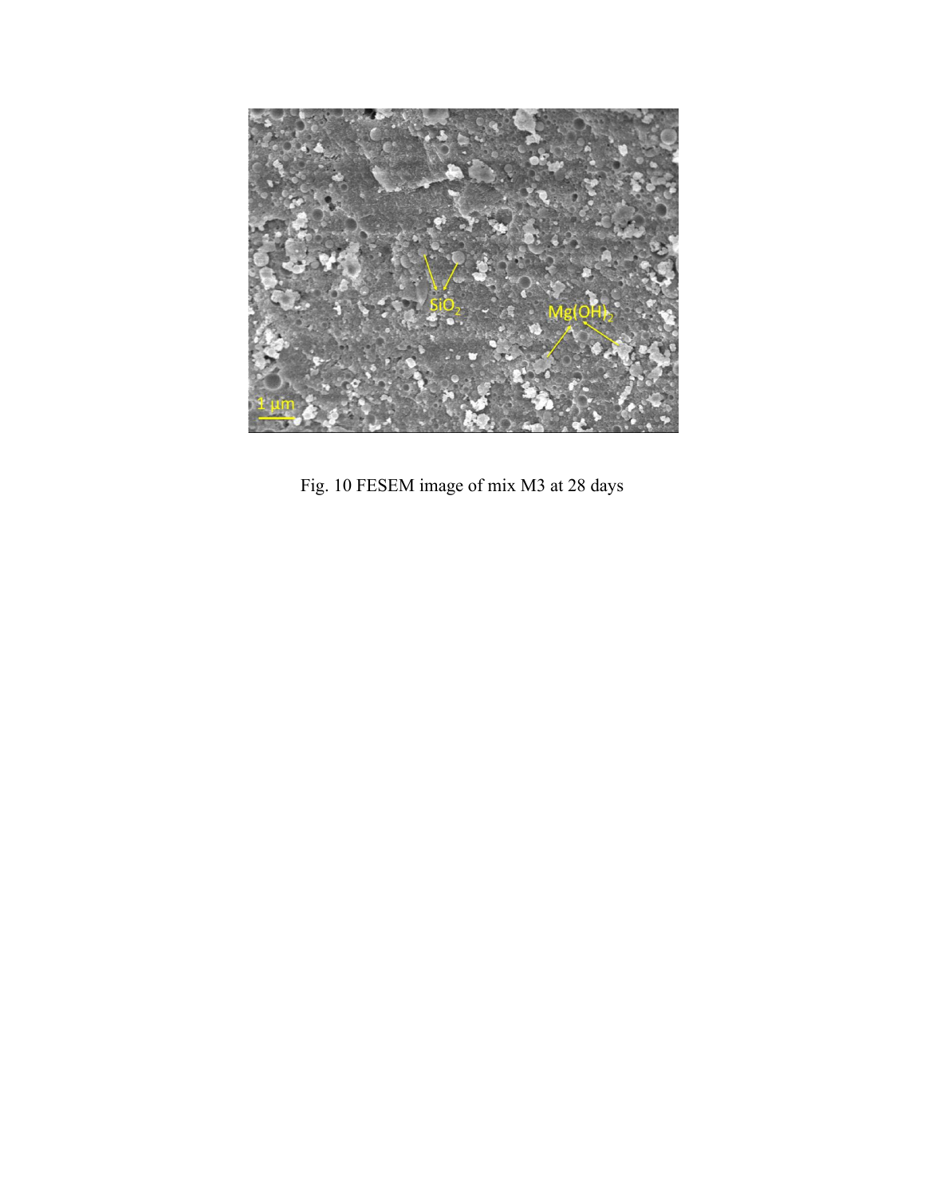Fig. 10 FESEM image of mix M3 at 28 days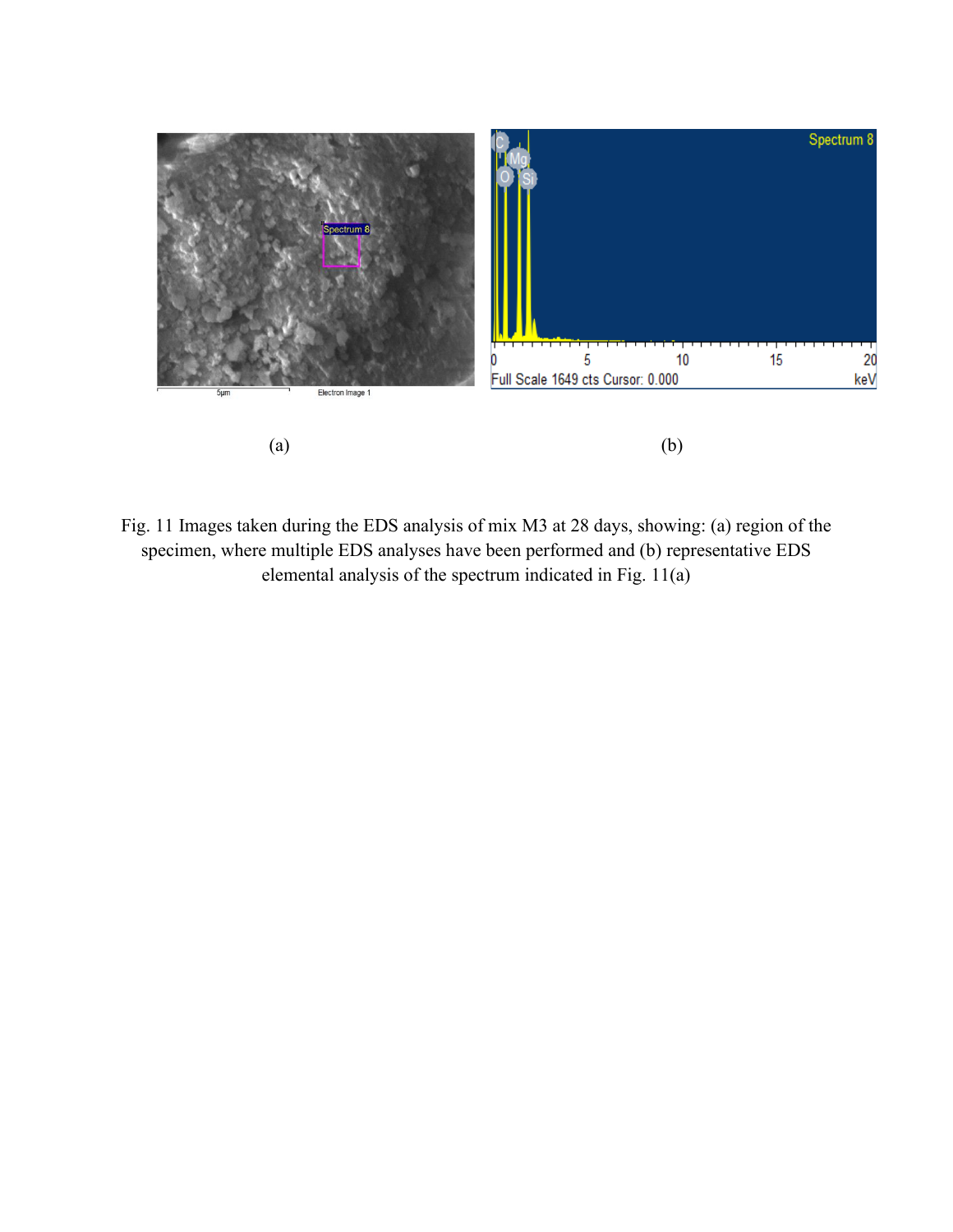5μm

Electron Image 1

Spectrum 8

C

Mg

O

Si

0
5
10
15
20

Full Scale 1649 cts Cursor: 0.000

keV

(a)

(b)

Fig. 11 Images taken during the EDS analysis of mix M3 at 28 days, showing: (a) region of the specimen, where multiple EDS analyses have been performed and (b) representative EDS elemental analysis of the spectrum indicated in Fig. 11(a)